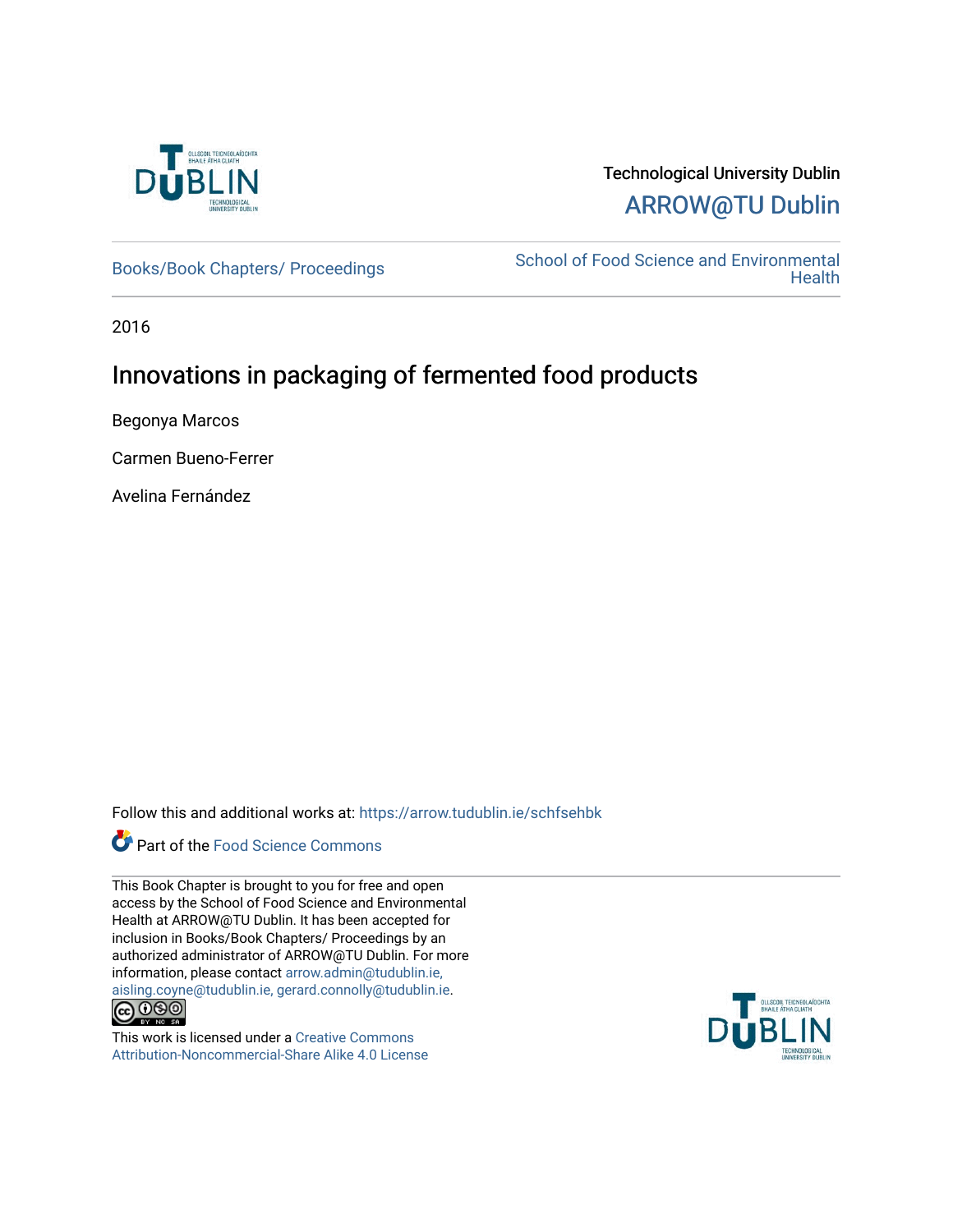Technological University Dublin

ARROW@TU Dublin

Books/Book Chapters/ Proceedings

School of Food Science and Environmental Health

2016

# Innovations in packaging of fermented food products

Begonya Marcos

Carmen Bueno-Ferrer

Avelina Fernández

Follow this and additional works at: https://arrow.tudublin.ie/schfsehbk

Part of the Food Science Commons

This Book Chapter is brought to you for free and open access by the School of Food Science and Environmental Health at ARROW@TU Dublin. It has been accepted for inclusion in Books/Book Chapters/ Proceedings by an authorized administrator of ARROW@TU Dublin. For more information, please contact arrow.admin@tudublin.ie, aisling.coyne@tudublin.ie, gerard.connolly@tudublin.ie.

This work is licensed under a Creative Commons Attribution-Noncommercial-Share Alike 4.0 License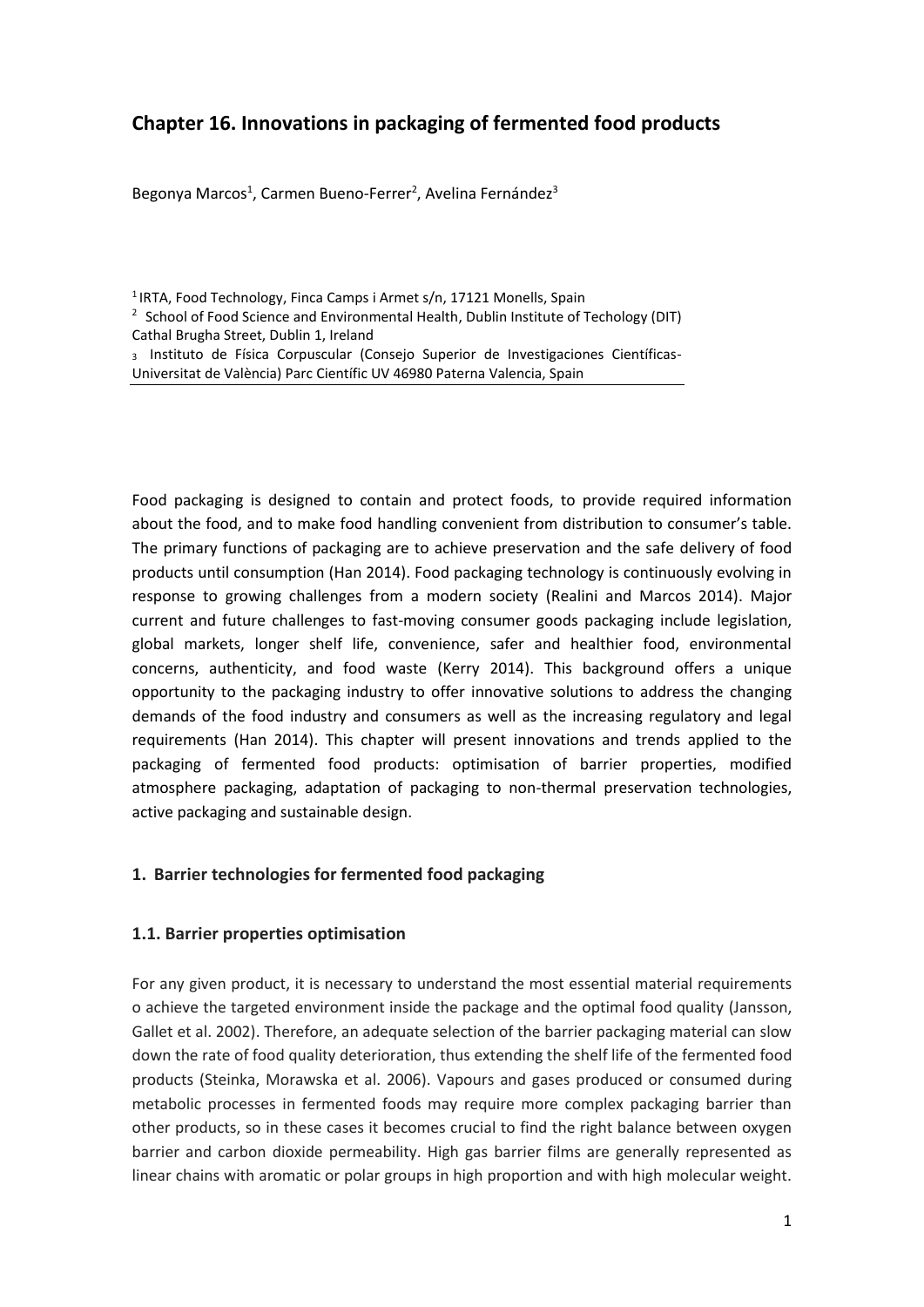# Chapter 16. Innovations in packaging of fermented food products

Begonya Marcos[1], Carmen Bueno-Ferrer[2], Avelina Fernández[3]

[1] IRTA, Food Technology, Finca Camps i Armet s/n, 17121 Monells, Spain
[2] School of Food Science and Environmental Health, Dublin Institute of Techology (DIT) Cathal Brugha Street, Dublin 1, Ireland
[3] Instituto de Física Corpuscular (Consejo Superior de Investigaciones Científicas-Universitat de València) Parc Científic UV 46980 Paterna Valencia, Spain

Food packaging is designed to contain and protect foods, to provide required information about the food, and to make food handling convenient from distribution to consumer's table. The primary functions of packaging are to achieve preservation and the safe delivery of food products until consumption (Han 2014). Food packaging technology is continuously evolving in response to growing challenges from a modern society (Realini and Marcos 2014). Major current and future challenges to fast-moving consumer goods packaging include legislation, global markets, longer shelf life, convenience, safer and healthier food, environmental concerns, authenticity, and food waste (Kerry 2014). This background offers a unique opportunity to the packaging industry to offer innovative solutions to address the changing demands of the food industry and consumers as well as the increasing regulatory and legal requirements (Han 2014). This chapter will present innovations and trends applied to the packaging of fermented food products: optimisation of barrier properties, modified atmosphere packaging, adaptation of packaging to non-thermal preservation technologies, active packaging and sustainable design.

## 1. Barrier technologies for fermented food packaging

### 1.1. Barrier properties optimisation

For any given product, it is necessary to understand the most essential material requirements o achieve the targeted environment inside the package and the optimal food quality (Jansson, Gallet et al. 2002). Therefore, an adequate selection of the barrier packaging material can slow down the rate of food quality deterioration, thus extending the shelf life of the fermented food products (Steinka, Morawska et al. 2006). Vapours and gases produced or consumed during metabolic processes in fermented foods may require more complex packaging barrier than other products, so in these cases it becomes crucial to find the right balance between oxygen barrier and carbon dioxide permeability. High gas barrier films are generally represented as linear chains with aromatic or polar groups in high proportion and with high molecular weight.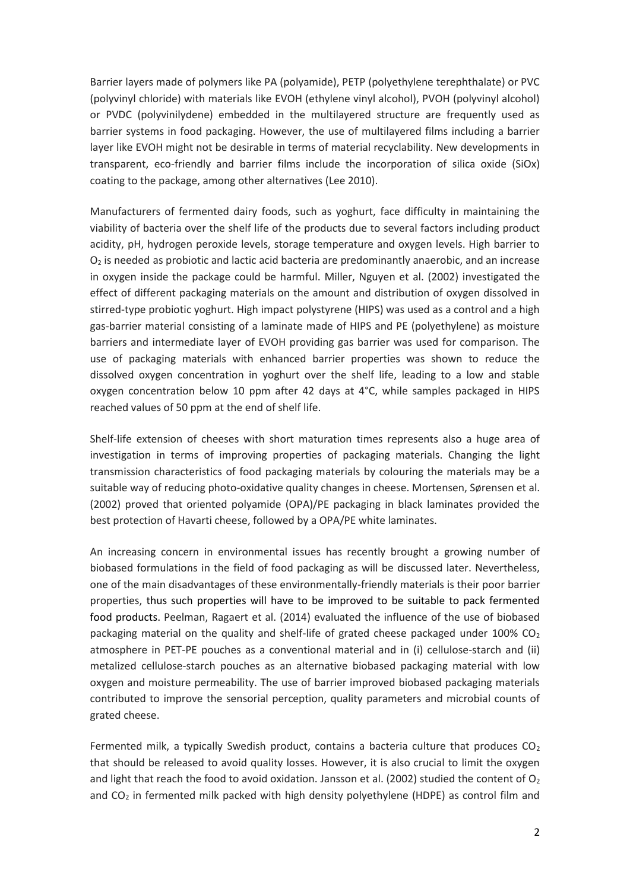Barrier layers made of polymers like PA (polyamide), PETP (polyethylene terephthalate) or PVC (polyvinyl chloride) with materials like EVOH (ethylene vinyl alcohol), PVOH (polyvinyl alcohol) or PVDC (polyvinilydene) embedded in the multilayered structure are frequently used as barrier systems in food packaging. However, the use of multilayered films including a barrier layer like EVOH might not be desirable in terms of material recyclability. New developments in transparent, eco-friendly and barrier films include the incorporation of silica oxide (SiOx) coating to the package, among other alternatives (Lee 2010).

Manufacturers of fermented dairy foods, such as yoghurt, face difficulty in maintaining the viability of bacteria over the shelf life of the products due to several factors including product acidity, pH, hydrogen peroxide levels, storage temperature and oxygen levels. High barrier to $O_2$ is needed as probiotic and lactic acid bacteria are predominantly anaerobic, and an increase in oxygen inside the package could be harmful. Miller, Nguyen et al. (2002) investigated the effect of different packaging materials on the amount and distribution of oxygen dissolved in stirred-type probiotic yoghurt. High impact polystyrene (HIPS) was used as a control and a high gas-barrier material consisting of a laminate made of HIPS and PE (polyethylene) as moisture barriers and intermediate layer of EVOH providing gas barrier was used for comparison. The use of packaging materials with enhanced barrier properties was shown to reduce the dissolved oxygen concentration in yoghurt over the shelf life, leading to a low and stable oxygen concentration below 10 ppm after 42 days at 4°C, while samples packaged in HIPS reached values of 50 ppm at the end of shelf life.

Shelf-life extension of cheeses with short maturation times represents also a huge area of investigation in terms of improving properties of packaging materials. Changing the light transmission characteristics of food packaging materials by colouring the materials may be a suitable way of reducing photo-oxidative quality changes in cheese. Mortensen, Sørensen et al. (2002) proved that oriented polyamide (OPA)/PE packaging in black laminates provided the best protection of Havarti cheese, followed by a OPA/PE white laminates.

An increasing concern in environmental issues has recently brought a growing number of biobased formulations in the field of food packaging as will be discussed later. Nevertheless, one of the main disadvantages of these environmentally-friendly materials is their poor barrier properties, thus such properties will have to be improved to be suitable to pack fermented food products. Peelman, Ragaert et al. (2014) evaluated the influence of the use of biobased packaging material on the quality and shelf-life of grated cheese packaged under 100% $CO_2$ atmosphere in PET-PE pouches as a conventional material and in (i) cellulose-starch and (ii) metalized cellulose-starch pouches as an alternative biobased packaging material with low oxygen and moisture permeability. The use of barrier improved biobased packaging materials contributed to improve the sensorial perception, quality parameters and microbial counts of grated cheese.

Fermented milk, a typically Swedish product, contains a bacteria culture that produces $CO_2$ that should be released to avoid quality losses. However, it is also crucial to limit the oxygen and light that reach the food to avoid oxidation. Jansson et al. (2002) studied the content of $O_2$ and $CO_2$ in fermented milk packed with high density polyethylene (HDPE) as control film and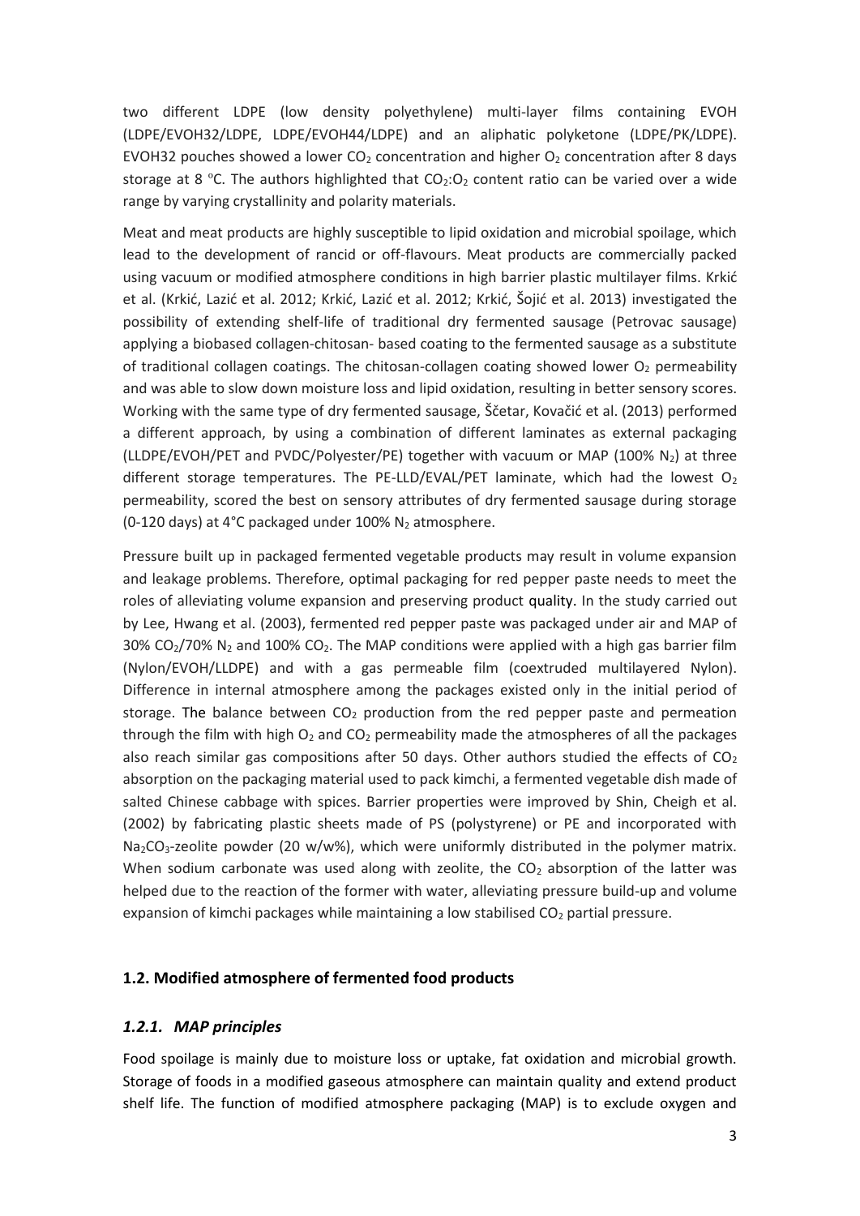two different LDPE (low density polyethylene) multi-layer films containing EVOH (LDPE/EVOH32/LDPE, LDPE/EVOH44/LDPE) and an aliphatic polyketone (LDPE/PK/LDPE). EVOH32 pouches showed a lower $CO_2$ concentration and higher $O_2$ concentration after 8 days storage at 8 °C. The authors highlighted that $CO_2$:$O_2$ content ratio can be varied over a wide range by varying crystallinity and polarity materials.

Meat and meat products are highly susceptible to lipid oxidation and microbial spoilage, which lead to the development of rancid or off-flavours. Meat products are commercially packed using vacuum or modified atmosphere conditions in high barrier plastic multilayer films. Krkić et al. (Krkić, Lazić et al. 2012; Krkić, Lazić et al. 2012; Krkić, Šojić et al. 2013) investigated the possibility of extending shelf-life of traditional dry fermented sausage (Petrovac sausage) applying a biobased collagen-chitosan- based coating to the fermented sausage as a substitute of traditional collagen coatings. The chitosan-collagen coating showed lower $O_2$ permeability and was able to slow down moisture loss and lipid oxidation, resulting in better sensory scores. Working with the same type of dry fermented sausage, Ščetar, Kovačić et al. (2013) performed a different approach, by using a combination of different laminates as external packaging (LLDPE/EVOH/PET and PVDC/Polyester/PE) together with vacuum or MAP (100% $N_2$) at three different storage temperatures. The PE-LLD/EVAL/PET laminate, which had the lowest $O_2$ permeability, scored the best on sensory attributes of dry fermented sausage during storage (0-120 days) at 4°C packaged under 100% $N_2$ atmosphere.

Pressure built up in packaged fermented vegetable products may result in volume expansion and leakage problems. Therefore, optimal packaging for red pepper paste needs to meet the roles of alleviating volume expansion and preserving product quality. In the study carried out by Lee, Hwang et al. (2003), fermented red pepper paste was packaged under air and MAP of 30% $CO_2$/70% $N_2$ and 100% $CO_2$. The MAP conditions were applied with a high gas barrier film (Nylon/EVOH/LLDPE) and with a gas permeable film (coextruded multilayered Nylon). Difference in internal atmosphere among the packages existed only in the initial period of storage. The balance between $CO_2$ production from the red pepper paste and permeation through the film with high $O_2$ and $CO_2$ permeability made the atmospheres of all the packages also reach similar gas compositions after 50 days. Other authors studied the effects of $CO_2$ absorption on the packaging material used to pack kimchi, a fermented vegetable dish made of salted Chinese cabbage with spices. Barrier properties were improved by Shin, Cheigh et al. (2002) by fabricating plastic sheets made of PS (polystyrene) or PE and incorporated with $Na_2CO_3$-zeolite powder (20 w/w%), which were uniformly distributed in the polymer matrix. When sodium carbonate was used along with zeolite, the $CO_2$ absorption of the latter was helped due to the reaction of the former with water, alleviating pressure build-up and volume expansion of kimchi packages while maintaining a low stabilised $CO_2$ partial pressure.

## 1.2. Modified atmosphere of fermented food products

### *1.2.1. MAP principles*

Food spoilage is mainly due to moisture loss or uptake, fat oxidation and microbial growth. Storage of foods in a modified gaseous atmosphere can maintain quality and extend product shelf life. The function of modified atmosphere packaging (MAP) is to exclude oxygen and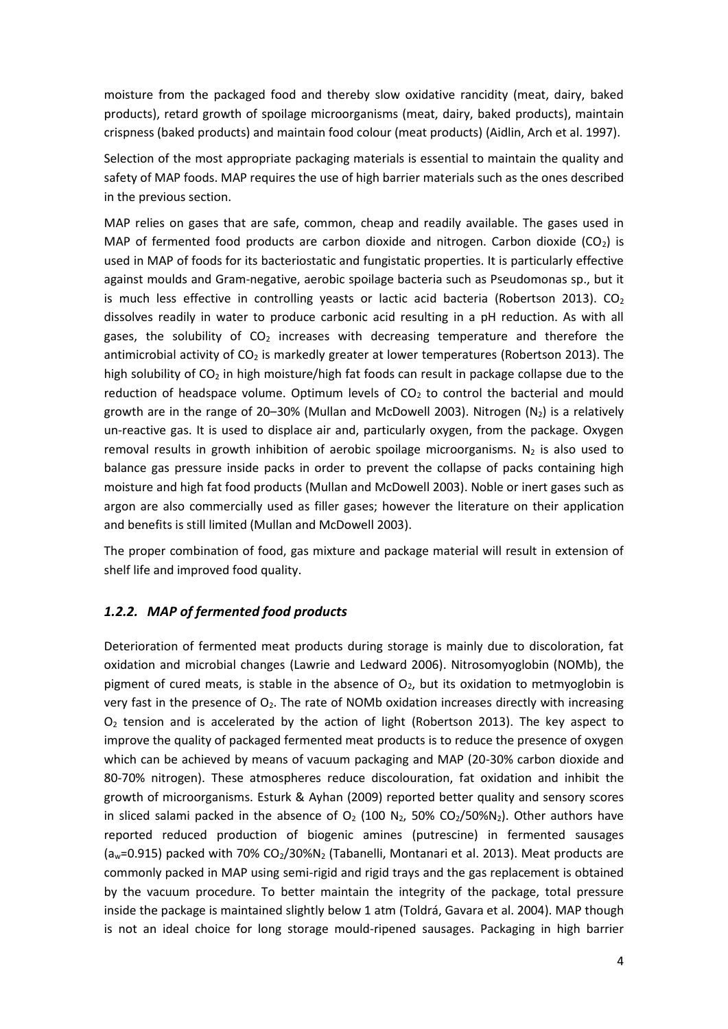moisture from the packaged food and thereby slow oxidative rancidity (meat, dairy, baked products), retard growth of spoilage microorganisms (meat, dairy, baked products), maintain crispness (baked products) and maintain food colour (meat products) (Aidlin, Arch et al. 1997).

Selection of the most appropriate packaging materials is essential to maintain the quality and safety of MAP foods. MAP requires the use of high barrier materials such as the ones described in the previous section.

MAP relies on gases that are safe, common, cheap and readily available. The gases used in MAP of fermented food products are carbon dioxide and nitrogen. Carbon dioxide ($CO_2$) is used in MAP of foods for its bacteriostatic and fungistatic properties. It is particularly effective against moulds and Gram-negative, aerobic spoilage bacteria such as Pseudomonas sp., but it is much less effective in controlling yeasts or lactic acid bacteria (Robertson 2013). $CO_2$ dissolves readily in water to produce carbonic acid resulting in a pH reduction. As with all gases, the solubility of $CO_2$ increases with decreasing temperature and therefore the antimicrobial activity of $CO_2$ is markedly greater at lower temperatures (Robertson 2013). The high solubility of $CO_2$ in high moisture/high fat foods can result in package collapse due to the reduction of headspace volume. Optimum levels of $CO_2$ to control the bacterial and mould growth are in the range of 20–30% (Mullan and McDowell 2003). Nitrogen ($N_2$) is a relatively un-reactive gas. It is used to displace air and, particularly oxygen, from the package. Oxygen removal results in growth inhibition of aerobic spoilage microorganisms. $N_2$ is also used to balance gas pressure inside packs in order to prevent the collapse of packs containing high moisture and high fat food products (Mullan and McDowell 2003). Noble or inert gases such as argon are also commercially used as filler gases; however the literature on their application and benefits is still limited (Mullan and McDowell 2003).

The proper combination of food, gas mixture and package material will result in extension of shelf life and improved food quality.

### *1.2.2. MAP of fermented food products*

Deterioration of fermented meat products during storage is mainly due to discoloration, fat oxidation and microbial changes (Lawrie and Ledward 2006). Nitrosomyoglobin (NOMb), the pigment of cured meats, is stable in the absence of $O_2$, but its oxidation to metmyoglobin is very fast in the presence of $O_2$. The rate of NOMb oxidation increases directly with increasing $O_2$ tension and is accelerated by the action of light (Robertson 2013). The key aspect to improve the quality of packaged fermented meat products is to reduce the presence of oxygen which can be achieved by means of vacuum packaging and MAP (20-30% carbon dioxide and 80-70% nitrogen). These atmospheres reduce discolouration, fat oxidation and inhibit the growth of microorganisms. Esturk & Ayhan (2009) reported better quality and sensory scores in sliced salami packed in the absence of $O_2$ (100 $N_2$, 50% $CO_2$/50%$N_2$). Other authors have reported reduced production of biogenic amines (putrescine) in fermented sausages ($a_w$=0.915) packed with 70% $CO_2$/30%$N_2$ (Tabanelli, Montanari et al. 2013). Meat products are commonly packed in MAP using semi-rigid and rigid trays and the gas replacement is obtained by the vacuum procedure. To better maintain the integrity of the package, total pressure inside the package is maintained slightly below 1 atm (Toldrá, Gavara et al. 2004). MAP though is not an ideal choice for long storage mould-ripened sausages. Packaging in high barrier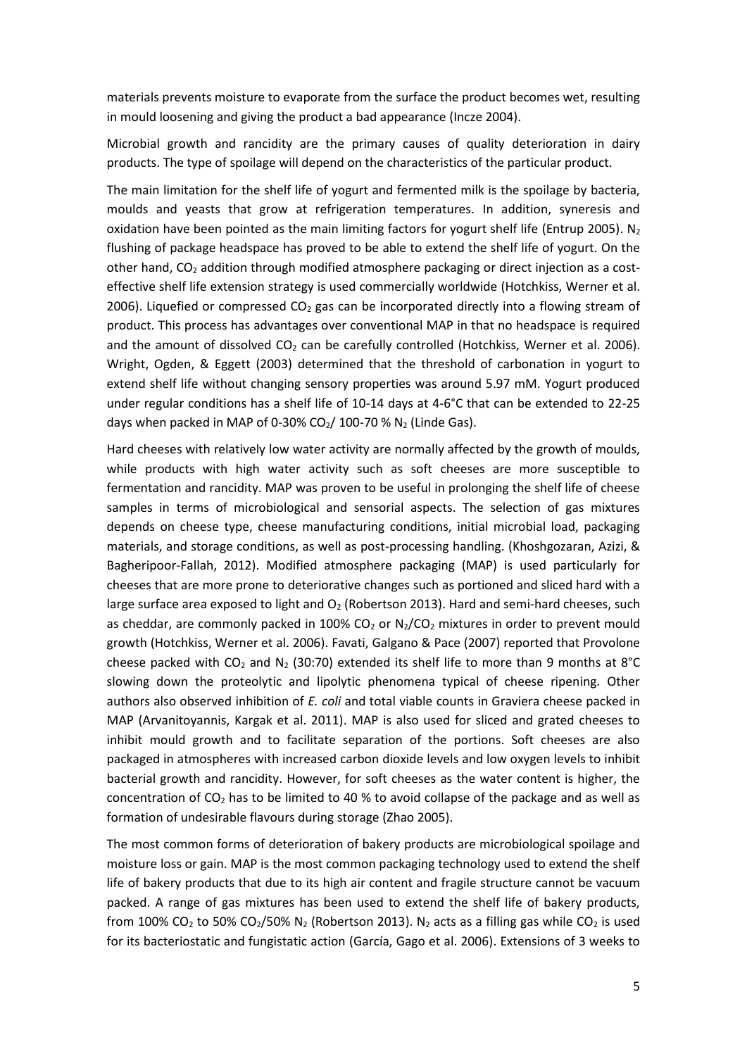materials prevents moisture to evaporate from the surface the product becomes wet, resulting in mould loosening and giving the product a bad appearance (Incze 2004).

Microbial growth and rancidity are the primary causes of quality deterioration in dairy products. The type of spoilage will depend on the characteristics of the particular product.

The main limitation for the shelf life of yogurt and fermented milk is the spoilage by bacteria, moulds and yeasts that grow at refrigeration temperatures. In addition, syneresis and oxidation have been pointed as the main limiting factors for yogurt shelf life (Entrup 2005). $N_2$ flushing of package headspace has proved to be able to extend the shelf life of yogurt. On the other hand, $CO_2$ addition through modified atmosphere packaging or direct injection as a cost-effective shelf life extension strategy is used commercially worldwide (Hotchkiss, Werner et al. 2006). Liquefied or compressed $CO_2$ gas can be incorporated directly into a flowing stream of product. This process has advantages over conventional MAP in that no headspace is required and the amount of dissolved $CO_2$ can be carefully controlled (Hotchkiss, Werner et al. 2006). Wright, Ogden, & Eggett (2003) determined that the threshold of carbonation in yogurt to extend shelf life without changing sensory properties was around 5.97 mM. Yogurt produced under regular conditions has a shelf life of 10-14 days at 4-6°C that can be extended to 22-25 days when packed in MAP of 0-30% $CO_2$/ 100-70 % $N_2$ (Linde Gas).

Hard cheeses with relatively low water activity are normally affected by the growth of moulds, while products with high water activity such as soft cheeses are more susceptible to fermentation and rancidity. MAP was proven to be useful in prolonging the shelf life of cheese samples in terms of microbiological and sensorial aspects. The selection of gas mixtures depends on cheese type, cheese manufacturing conditions, initial microbial load, packaging materials, and storage conditions, as well as post-processing handling. (Khoshgozaran, Azizi, & Bagheripoor-Fallah, 2012). Modified atmosphere packaging (MAP) is used particularly for cheeses that are more prone to deteriorative changes such as portioned and sliced hard with a large surface area exposed to light and $O_2$ (Robertson 2013). Hard and semi-hard cheeses, such as cheddar, are commonly packed in 100% $CO_2$ or $N_2/CO_2$ mixtures in order to prevent mould growth (Hotchkiss, Werner et al. 2006). Favati, Galgano & Pace (2007) reported that Provolone cheese packed with $CO_2$ and $N_2$ (30:70) extended its shelf life to more than 9 months at 8°C slowing down the proteolytic and lipolytic phenomena typical of cheese ripening. Other authors also observed inhibition of *E. coli* and total viable counts in Graviera cheese packed in MAP (Arvanitoyannis, Kargak et al. 2011). MAP is also used for sliced and grated cheeses to inhibit mould growth and to facilitate separation of the portions. Soft cheeses are also packaged in atmospheres with increased carbon dioxide levels and low oxygen levels to inhibit bacterial growth and rancidity. However, for soft cheeses as the water content is higher, the concentration of $CO_2$ has to be limited to 40 % to avoid collapse of the package and as well as formation of undesirable flavours during storage (Zhao 2005).

The most common forms of deterioration of bakery products are microbiological spoilage and moisture loss or gain. MAP is the most common packaging technology used to extend the shelf life of bakery products that due to its high air content and fragile structure cannot be vacuum packed. A range of gas mixtures has been used to extend the shelf life of bakery products, from 100% $CO_2$ to 50% $CO_2$/50% $N_2$ (Robertson 2013). $N_2$ acts as a filling gas while $CO_2$ is used for its bacteriostatic and fungistatic action (García, Gago et al. 2006). Extensions of 3 weeks to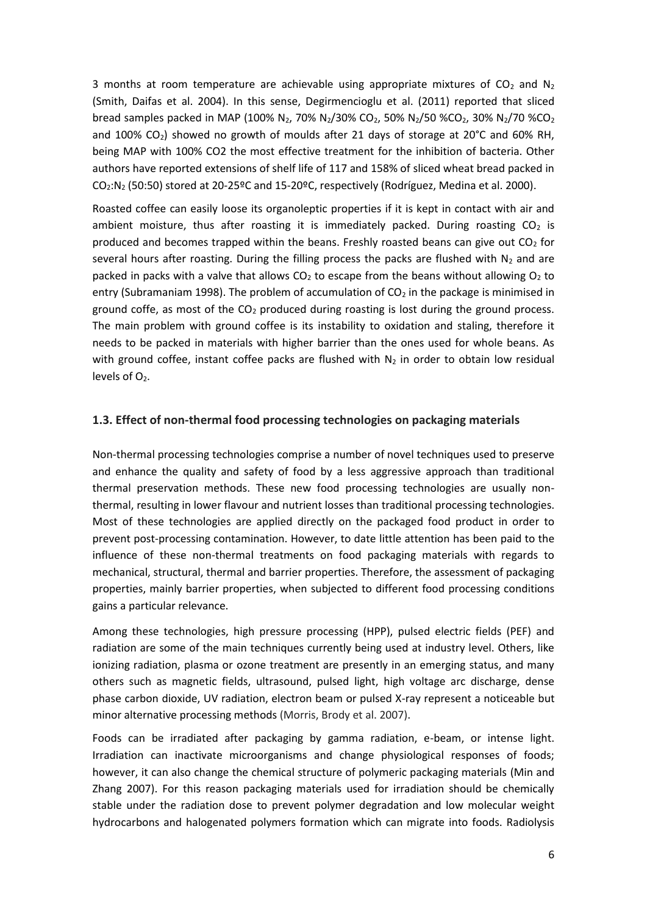3 months at room temperature are achievable using appropriate mixtures of $CO_2$ and $N_2$ (Smith, Daifas et al. 2004). In this sense, Degirmencioglu et al. (2011) reported that sliced bread samples packed in MAP (100% $N_2$, 70% $N_2$/30% $CO_2$, 50% $N_2$/50 %$CO_2$, 30% $N_2$/70 %$CO_2$ and 100% $CO_2$) showed no growth of moulds after 21 days of storage at 20°C and 60% RH, being MAP with 100% CO2 the most effective treatment for the inhibition of bacteria. Other authors have reported extensions of shelf life of 117 and 158% of sliced wheat bread packed in $CO_2$:$N_2$ (50:50) stored at 20-25ºC and 15-20ºC, respectively (Rodríguez, Medina et al. 2000).

Roasted coffee can easily loose its organoleptic properties if it is kept in contact with air and ambient moisture, thus after roasting it is immediately packed. During roasting $CO_2$ is produced and becomes trapped within the beans. Freshly roasted beans can give out $CO_2$ for several hours after roasting. During the filling process the packs are flushed with $N_2$ and are packed in packs with a valve that allows $CO_2$ to escape from the beans without allowing $O_2$ to entry (Subramaniam 1998). The problem of accumulation of $CO_2$ in the package is minimised in ground coffe, as most of the $CO_2$ produced during roasting is lost during the ground process. The main problem with ground coffee is its instability to oxidation and staling, therefore it needs to be packed in materials with higher barrier than the ones used for whole beans. As with ground coffee, instant coffee packs are flushed with $N_2$ in order to obtain low residual levels of $O_2$.

### 1.3. Effect of non-thermal food processing technologies on packaging materials

Non-thermal processing technologies comprise a number of novel techniques used to preserve and enhance the quality and safety of food by a less aggressive approach than traditional thermal preservation methods. These new food processing technologies are usually non-thermal, resulting in lower flavour and nutrient losses than traditional processing technologies. Most of these technologies are applied directly on the packaged food product in order to prevent post-processing contamination. However, to date little attention has been paid to the influence of these non-thermal treatments on food packaging materials with regards to mechanical, structural, thermal and barrier properties. Therefore, the assessment of packaging properties, mainly barrier properties, when subjected to different food processing conditions gains a particular relevance.

Among these technologies, high pressure processing (HPP), pulsed electric fields (PEF) and radiation are some of the main techniques currently being used at industry level. Others, like ionizing radiation, plasma or ozone treatment are presently in an emerging status, and many others such as magnetic fields, ultrasound, pulsed light, high voltage arc discharge, dense phase carbon dioxide, UV radiation, electron beam or pulsed X-ray represent a noticeable but minor alternative processing methods (Morris, Brody et al. 2007).

Foods can be irradiated after packaging by gamma radiation, e-beam, or intense light. Irradiation can inactivate microorganisms and change physiological responses of foods; however, it can also change the chemical structure of polymeric packaging materials (Min and Zhang 2007). For this reason packaging materials used for irradiation should be chemically stable under the radiation dose to prevent polymer degradation and low molecular weight hydrocarbons and halogenated polymers formation which can migrate into foods. Radiolysis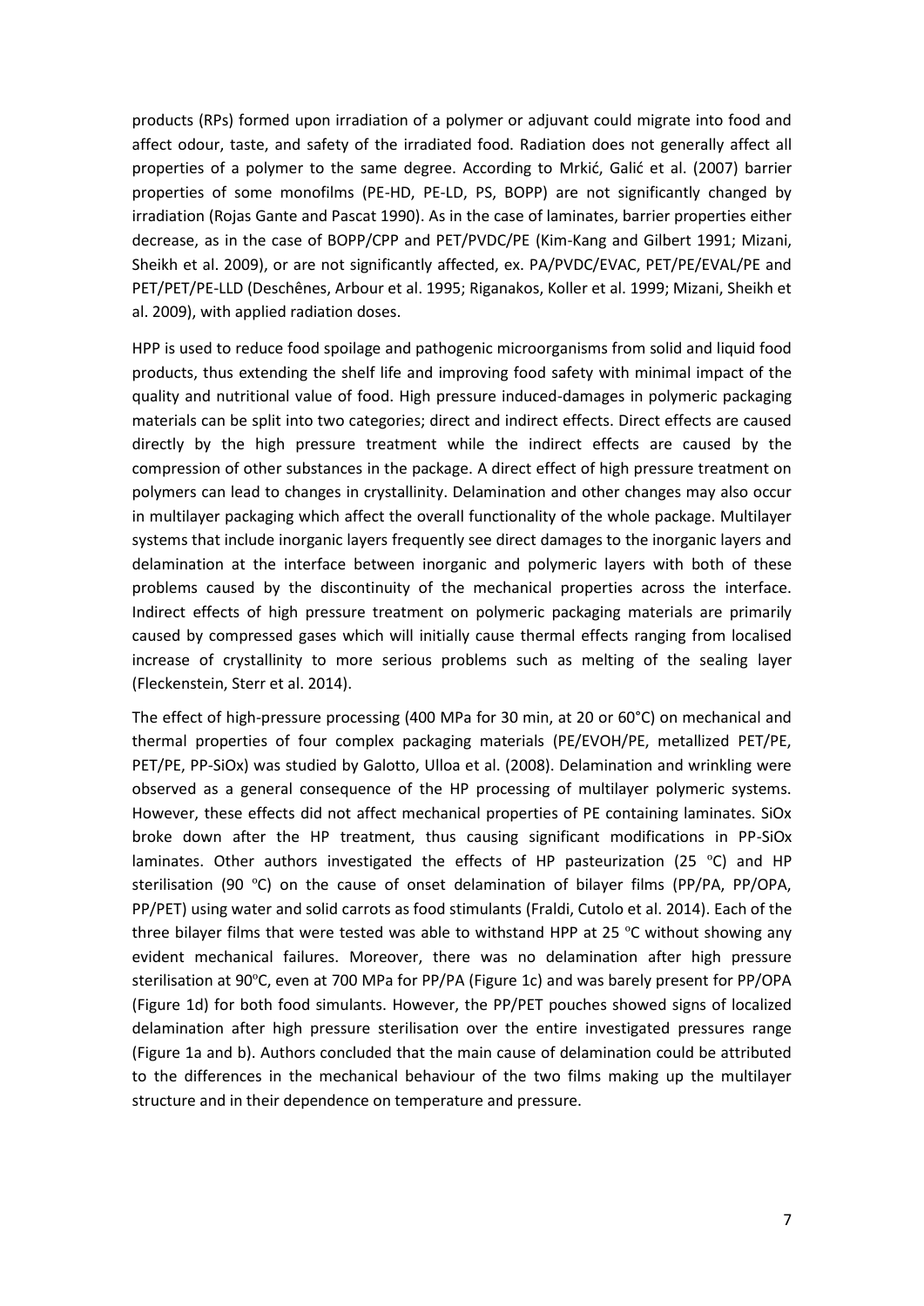products (RPs) formed upon irradiation of a polymer or adjuvant could migrate into food and affect odour, taste, and safety of the irradiated food. Radiation does not generally affect all properties of a polymer to the same degree. According to Mrkić, Galić et al. (2007) barrier properties of some monofilms (PE-HD, PE-LD, PS, BOPP) are not significantly changed by irradiation (Rojas Gante and Pascat 1990). As in the case of laminates, barrier properties either decrease, as in the case of BOPP/CPP and PET/PVDC/PE (Kim-Kang and Gilbert 1991; Mizani, Sheikh et al. 2009), or are not significantly affected, ex. PA/PVDC/EVAC, PET/PE/EVAL/PE and PET/PET/PE-LLD (Deschênes, Arbour et al. 1995; Riganakos, Koller et al. 1999; Mizani, Sheikh et al. 2009), with applied radiation doses.

HPP is used to reduce food spoilage and pathogenic microorganisms from solid and liquid food products, thus extending the shelf life and improving food safety with minimal impact of the quality and nutritional value of food. High pressure induced-damages in polymeric packaging materials can be split into two categories; direct and indirect effects. Direct effects are caused directly by the high pressure treatment while the indirect effects are caused by the compression of other substances in the package. A direct effect of high pressure treatment on polymers can lead to changes in crystallinity. Delamination and other changes may also occur in multilayer packaging which affect the overall functionality of the whole package. Multilayer systems that include inorganic layers frequently see direct damages to the inorganic layers and delamination at the interface between inorganic and polymeric layers with both of these problems caused by the discontinuity of the mechanical properties across the interface. Indirect effects of high pressure treatment on polymeric packaging materials are primarily caused by compressed gases which will initially cause thermal effects ranging from localised increase of crystallinity to more serious problems such as melting of the sealing layer (Fleckenstein, Sterr et al. 2014).

The effect of high-pressure processing (400 MPa for 30 min, at 20 or 60°C) on mechanical and thermal properties of four complex packaging materials (PE/EVOH/PE, metallized PET/PE, PET/PE, PP-SiOx) was studied by Galotto, Ulloa et al. (2008). Delamination and wrinkling were observed as a general consequence of the HP processing of multilayer polymeric systems. However, these effects did not affect mechanical properties of PE containing laminates. SiOx broke down after the HP treatment, thus causing significant modifications in PP-SiOx laminates. Other authors investigated the effects of HP pasteurization (25 °C) and HP sterilisation (90 °C) on the cause of onset delamination of bilayer films (PP/PA, PP/OPA, PP/PET) using water and solid carrots as food stimulants (Fraldi, Cutolo et al. 2014). Each of the three bilayer films that were tested was able to withstand HPP at 25 °C without showing any evident mechanical failures. Moreover, there was no delamination after high pressure sterilisation at 90°C, even at 700 MPa for PP/PA (Figure 1c) and was barely present for PP/OPA (Figure 1d) for both food simulants. However, the PP/PET pouches showed signs of localized delamination after high pressure sterilisation over the entire investigated pressures range (Figure 1a and b). Authors concluded that the main cause of delamination could be attributed to the differences in the mechanical behaviour of the two films making up the multilayer structure and in their dependence on temperature and pressure.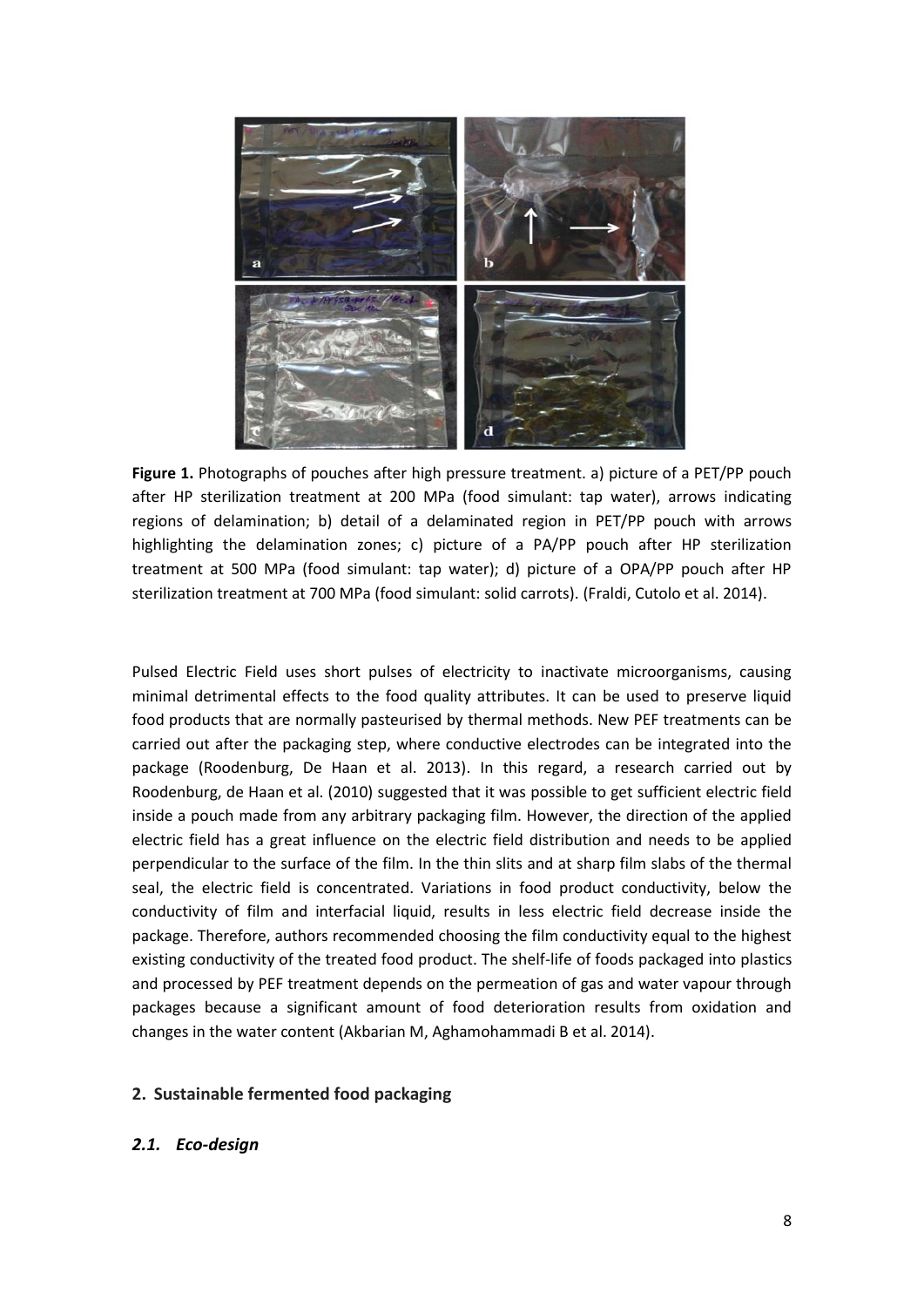**Figure 1.** Photographs of pouches after high pressure treatment. a) picture of a PET/PP pouch after HP sterilization treatment at 200 MPa (food simulant: tap water), arrows indicating regions of delamination; b) detail of a delaminated region in PET/PP pouch with arrows highlighting the delamination zones; c) picture of a PA/PP pouch after HP sterilization treatment at 500 MPa (food simulant: tap water); d) picture of a OPA/PP pouch after HP sterilization treatment at 700 MPa (food simulant: solid carrots). (Fraldi, Cutolo et al. 2014).

Pulsed Electric Field uses short pulses of electricity to inactivate microorganisms, causing minimal detrimental effects to the food quality attributes. It can be used to preserve liquid food products that are normally pasteurised by thermal methods. New PEF treatments can be carried out after the packaging step, where conductive electrodes can be integrated into the package (Roodenburg, De Haan et al. 2013). In this regard, a research carried out by Roodenburg, de Haan et al. (2010) suggested that it was possible to get sufficient electric field inside a pouch made from any arbitrary packaging film. However, the direction of the applied electric field has a great influence on the electric field distribution and needs to be applied perpendicular to the surface of the film. In the thin slits and at sharp film slabs of the thermal seal, the electric field is concentrated. Variations in food product conductivity, below the conductivity of film and interfacial liquid, results in less electric field decrease inside the package. Therefore, authors recommended choosing the film conductivity equal to the highest existing conductivity of the treated food product. The shelf-life of foods packaged into plastics and processed by PEF treatment depends on the permeation of gas and water vapour through packages because a significant amount of food deterioration results from oxidation and changes in the water content (Akbarian M, Aghamohammadi B et al. 2014).

## 2. Sustainable fermented food packaging

### *2.1. Eco-design*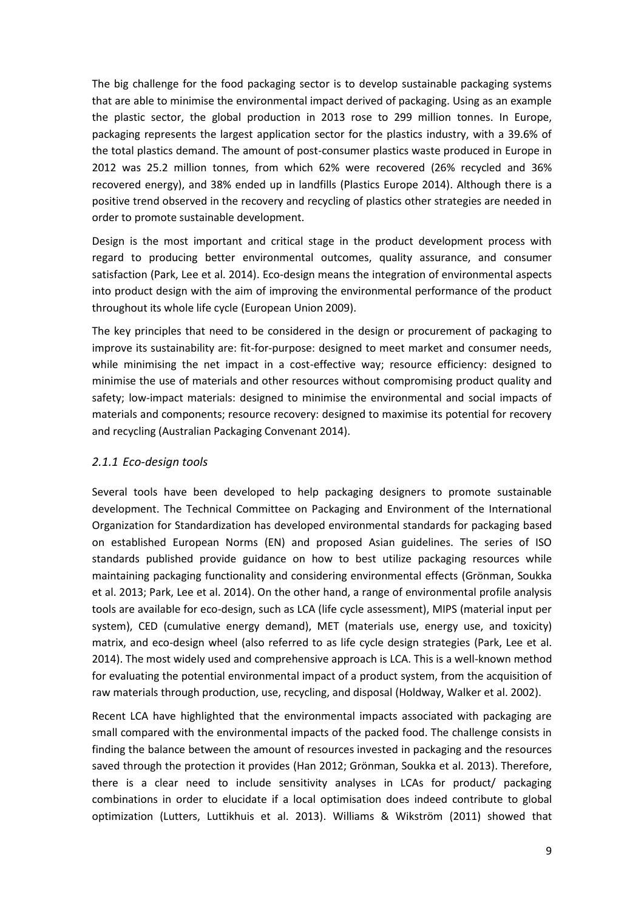The big challenge for the food packaging sector is to develop sustainable packaging systems that are able to minimise the environmental impact derived of packaging. Using as an example the plastic sector, the global production in 2013 rose to 299 million tonnes. In Europe, packaging represents the largest application sector for the plastics industry, with a 39.6% of the total plastics demand. The amount of post-consumer plastics waste produced in Europe in 2012 was 25.2 million tonnes, from which 62% were recovered (26% recycled and 36% recovered energy), and 38% ended up in landfills (Plastics Europe 2014). Although there is a positive trend observed in the recovery and recycling of plastics other strategies are needed in order to promote sustainable development.

Design is the most important and critical stage in the product development process with regard to producing better environmental outcomes, quality assurance, and consumer satisfaction (Park, Lee et al. 2014). Eco-design means the integration of environmental aspects into product design with the aim of improving the environmental performance of the product throughout its whole life cycle (European Union 2009).

The key principles that need to be considered in the design or procurement of packaging to improve its sustainability are: fit-for-purpose: designed to meet market and consumer needs, while minimising the net impact in a cost-effective way; resource efficiency: designed to minimise the use of materials and other resources without compromising product quality and safety; low-impact materials: designed to minimise the environmental and social impacts of materials and components; resource recovery: designed to maximise its potential for recovery and recycling (Australian Packaging Convenant 2014).

### *2.1.1 Eco-design tools*

Several tools have been developed to help packaging designers to promote sustainable development. The Technical Committee on Packaging and Environment of the International Organization for Standardization has developed environmental standards for packaging based on established European Norms (EN) and proposed Asian guidelines. The series of ISO standards published provide guidance on how to best utilize packaging resources while maintaining packaging functionality and considering environmental effects (Grönman, Soukka et al. 2013; Park, Lee et al. 2014). On the other hand, a range of environmental profile analysis tools are available for eco-design, such as LCA (life cycle assessment), MIPS (material input per system), CED (cumulative energy demand), MET (materials use, energy use, and toxicity) matrix, and eco-design wheel (also referred to as life cycle design strategies (Park, Lee et al. 2014). The most widely used and comprehensive approach is LCA. This is a well-known method for evaluating the potential environmental impact of a product system, from the acquisition of raw materials through production, use, recycling, and disposal (Holdway, Walker et al. 2002).

Recent LCA have highlighted that the environmental impacts associated with packaging are small compared with the environmental impacts of the packed food. The challenge consists in finding the balance between the amount of resources invested in packaging and the resources saved through the protection it provides (Han 2012; Grönman, Soukka et al. 2013). Therefore, there is a clear need to include sensitivity analyses in LCAs for product/ packaging combinations in order to elucidate if a local optimisation does indeed contribute to global optimization (Lutters, Luttikhuis et al. 2013). Williams & Wikström (2011) showed that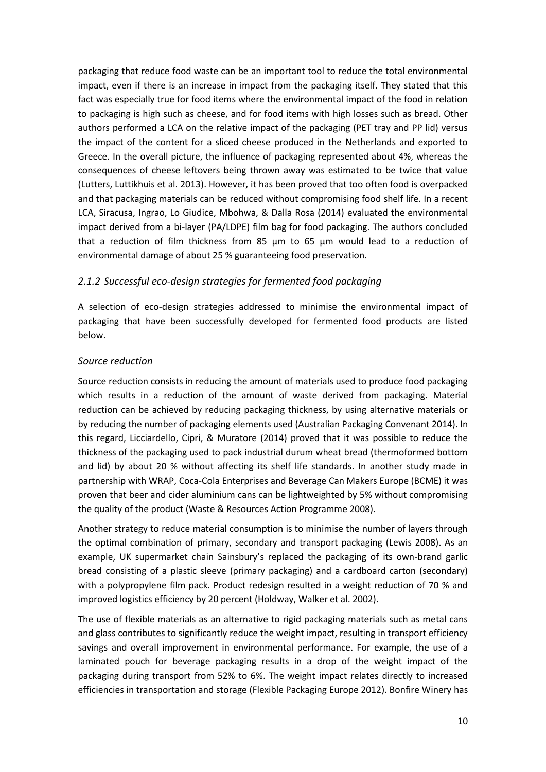packaging that reduce food waste can be an important tool to reduce the total environmental impact, even if there is an increase in impact from the packaging itself. They stated that this fact was especially true for food items where the environmental impact of the food in relation to packaging is high such as cheese, and for food items with high losses such as bread. Other authors performed a LCA on the relative impact of the packaging (PET tray and PP lid) versus the impact of the content for a sliced cheese produced in the Netherlands and exported to Greece. In the overall picture, the influence of packaging represented about 4%, whereas the consequences of cheese leftovers being thrown away was estimated to be twice that value (Lutters, Luttikhuis et al. 2013). However, it has been proved that too often food is overpacked and that packaging materials can be reduced without compromising food shelf life. In a recent LCA, Siracusa, Ingrao, Lo Giudice, Mbohwa, & Dalla Rosa (2014) evaluated the environmental impact derived from a bi-layer (PA/LDPE) film bag for food packaging. The authors concluded that a reduction of film thickness from 85 μm to 65 μm would lead to a reduction of environmental damage of about 25 % guaranteeing food preservation.

### *2.1.2 Successful eco-design strategies for fermented food packaging*

A selection of eco-design strategies addressed to minimise the environmental impact of packaging that have been successfully developed for fermented food products are listed below.

*Source reduction*

Source reduction consists in reducing the amount of materials used to produce food packaging which results in a reduction of the amount of waste derived from packaging. Material reduction can be achieved by reducing packaging thickness, by using alternative materials or by reducing the number of packaging elements used (Australian Packaging Convenant 2014). In this regard, Licciardello, Cipri, & Muratore (2014) proved that it was possible to reduce the thickness of the packaging used to pack industrial durum wheat bread (thermoformed bottom and lid) by about 20 % without affecting its shelf life standards. In another study made in partnership with WRAP, Coca-Cola Enterprises and Beverage Can Makers Europe (BCME) it was proven that beer and cider aluminium cans can be lightweighted by 5% without compromising the quality of the product (Waste & Resources Action Programme 2008).

Another strategy to reduce material consumption is to minimise the number of layers through the optimal combination of primary, secondary and transport packaging (Lewis 2008). As an example, UK supermarket chain Sainsbury's replaced the packaging of its own-brand garlic bread consisting of a plastic sleeve (primary packaging) and a cardboard carton (secondary) with a polypropylene film pack. Product redesign resulted in a weight reduction of 70 % and improved logistics efficiency by 20 percent (Holdway, Walker et al. 2002).

The use of flexible materials as an alternative to rigid packaging materials such as metal cans and glass contributes to significantly reduce the weight impact, resulting in transport efficiency savings and overall improvement in environmental performance. For example, the use of a laminated pouch for beverage packaging results in a drop of the weight impact of the packaging during transport from 52% to 6%. The weight impact relates directly to increased efficiencies in transportation and storage (Flexible Packaging Europe 2012). Bonfire Winery has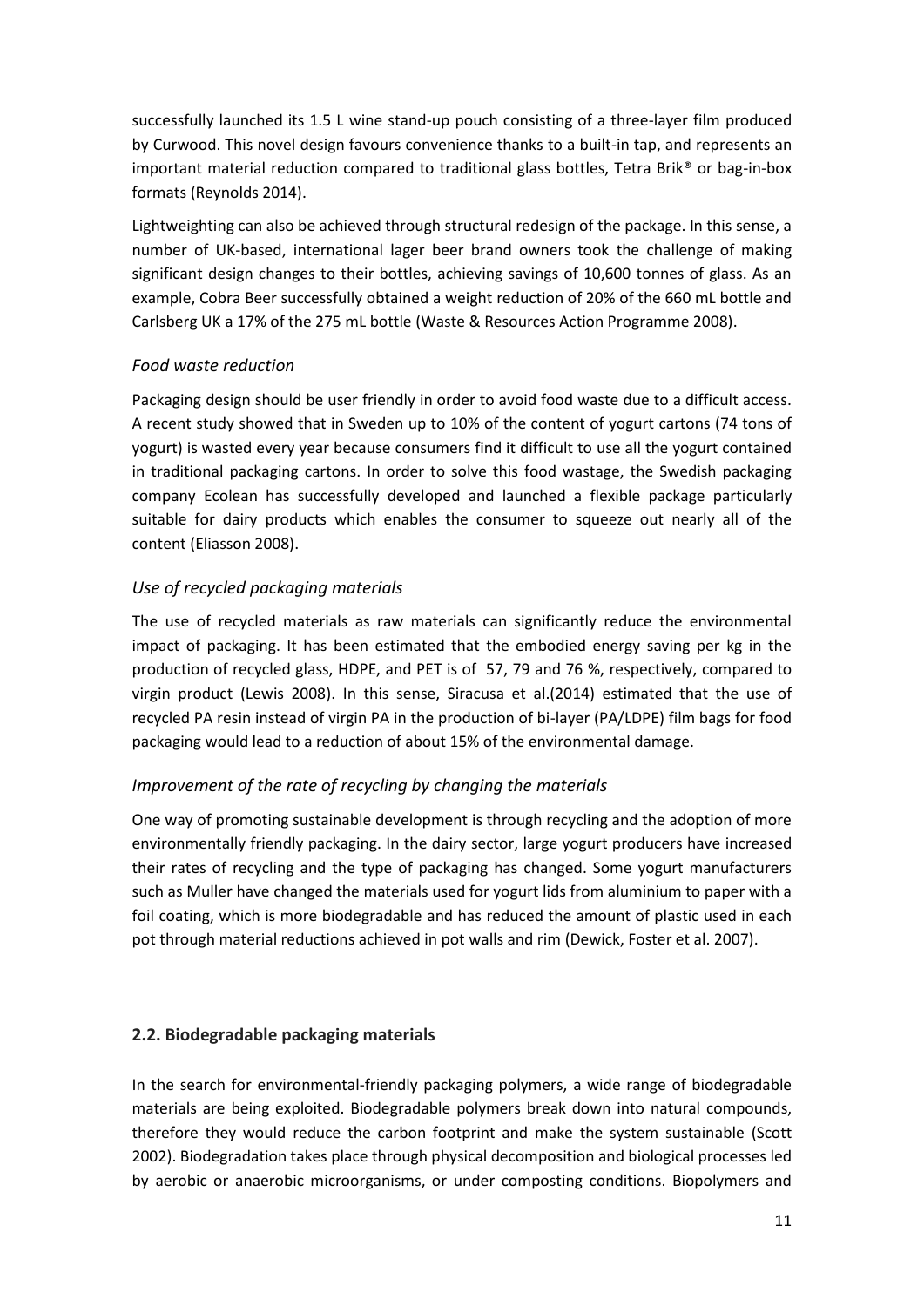successfully launched its 1.5 L wine stand-up pouch consisting of a three-layer film produced by Curwood. This novel design favours convenience thanks to a built-in tap, and represents an important material reduction compared to traditional glass bottles, Tetra Brik® or bag-in-box formats (Reynolds 2014).

Lightweighting can also be achieved through structural redesign of the package. In this sense, a number of UK-based, international lager beer brand owners took the challenge of making significant design changes to their bottles, achieving savings of 10,600 tonnes of glass. As an example, Cobra Beer successfully obtained a weight reduction of 20% of the 660 mL bottle and Carlsberg UK a 17% of the 275 mL bottle (Waste & Resources Action Programme 2008).

### *Food waste reduction*

Packaging design should be user friendly in order to avoid food waste due to a difficult access. A recent study showed that in Sweden up to 10% of the content of yogurt cartons (74 tons of yogurt) is wasted every year because consumers find it difficult to use all the yogurt contained in traditional packaging cartons. In order to solve this food wastage, the Swedish packaging company Ecolean has successfully developed and launched a flexible package particularly suitable for dairy products which enables the consumer to squeeze out nearly all of the content (Eliasson 2008).

### *Use of recycled packaging materials*

The use of recycled materials as raw materials can significantly reduce the environmental impact of packaging. It has been estimated that the embodied energy saving per kg in the production of recycled glass, HDPE, and PET is of 57, 79 and 76 %, respectively, compared to virgin product (Lewis 2008). In this sense, Siracusa et al.(2014) estimated that the use of recycled PA resin instead of virgin PA in the production of bi-layer (PA/LDPE) film bags for food packaging would lead to a reduction of about 15% of the environmental damage.

### *Improvement of the rate of recycling by changing the materials*

One way of promoting sustainable development is through recycling and the adoption of more environmentally friendly packaging. In the dairy sector, large yogurt producers have increased their rates of recycling and the type of packaging has changed. Some yogurt manufacturers such as Muller have changed the materials used for yogurt lids from aluminium to paper with a foil coating, which is more biodegradable and has reduced the amount of plastic used in each pot through material reductions achieved in pot walls and rim (Dewick, Foster et al. 2007).

## **2.2. Biodegradable packaging materials**

In the search for environmental-friendly packaging polymers, a wide range of biodegradable materials are being exploited. Biodegradable polymers break down into natural compounds, therefore they would reduce the carbon footprint and make the system sustainable (Scott 2002). Biodegradation takes place through physical decomposition and biological processes led by aerobic or anaerobic microorganisms, or under composting conditions. Biopolymers and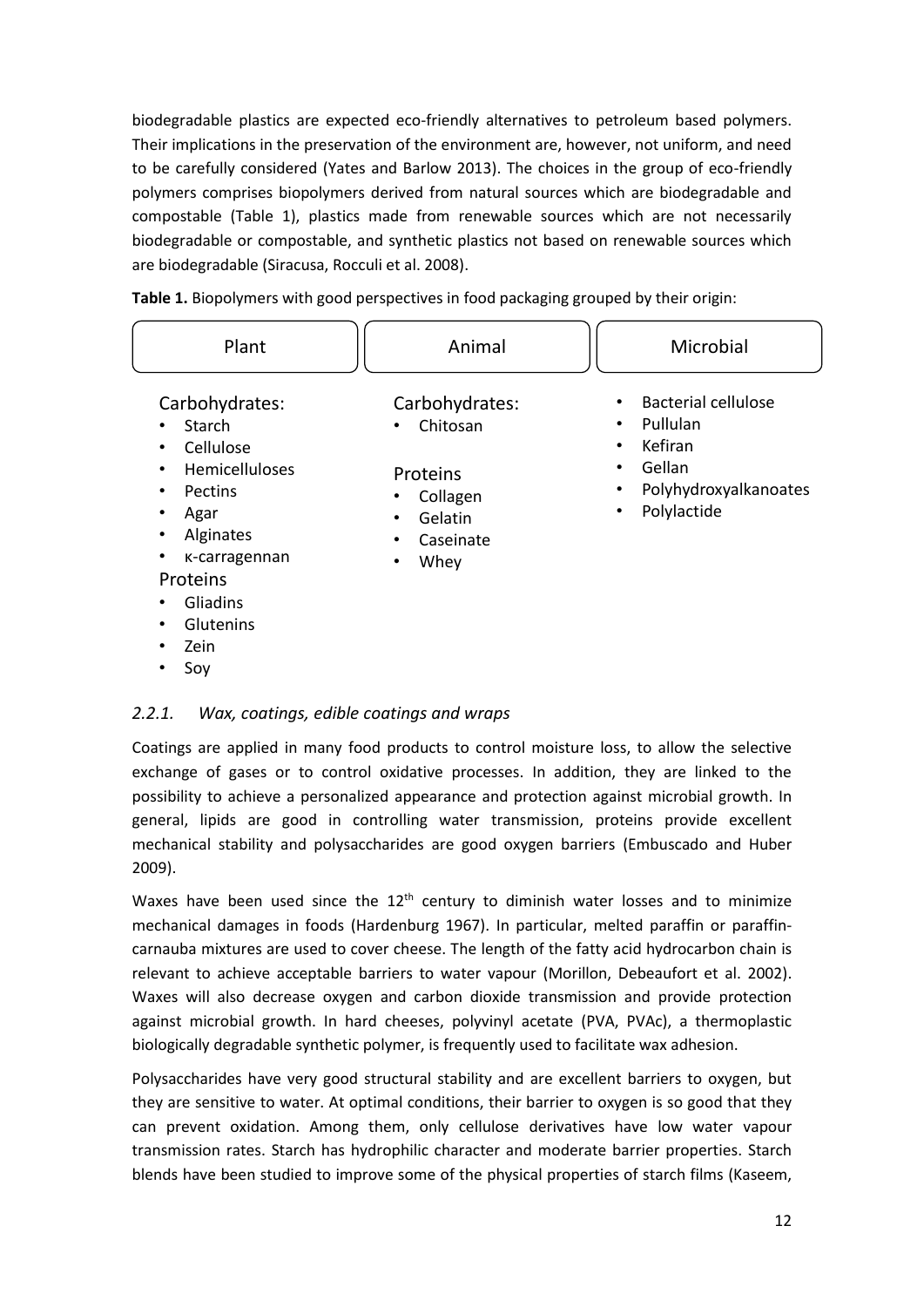biodegradable plastics are expected eco-friendly alternatives to petroleum based polymers. Their implications in the preservation of the environment are, however, not uniform, and need to be carefully considered (Yates and Barlow 2013). The choices in the group of eco-friendly polymers comprises biopolymers derived from natural sources which are biodegradable and compostable (Table 1), plastics made from renewable sources which are not necessarily biodegradable or compostable, and synthetic plastics not based on renewable sources which are biodegradable (Siracusa, Rocculi et al. 2008).

**Table 1.** Biopolymers with good perspectives in food packaging grouped by their origin:

| Plant | Animal | Microbial |
|---|---|---|
| Carbohydrates:<br>• Starch<br>• Cellulose<br>• Hemicelluloses<br>• Pectins<br>• Agar<br>• Alginates<br>• κ-carragennan<br>Proteins<br>• Gliadins<br>• Glutenins<br>• Zein<br>• Soy | Carbohydrates:<br>• Chitosan<br><br>Proteins<br>• Collagen<br>• Gelatin<br>• Caseinate<br>• Whey | • Bacterial cellulose<br>• Pullulan<br>• Kefiran<br>• Gellan<br>• Polyhydroxyalkanoates<br>• Polylactide |

### *2.2.1. Wax, coatings, edible coatings and wraps*

Coatings are applied in many food products to control moisture loss, to allow the selective exchange of gases or to control oxidative processes. In addition, they are linked to the possibility to achieve a personalized appearance and protection against microbial growth. In general, lipids are good in controlling water transmission, proteins provide excellent mechanical stability and polysaccharides are good oxygen barriers (Embuscado and Huber 2009).

Waxes have been used since the 12th century to diminish water losses and to minimize mechanical damages in foods (Hardenburg 1967). In particular, melted paraffin or paraffin-carnauba mixtures are used to cover cheese. The length of the fatty acid hydrocarbon chain is relevant to achieve acceptable barriers to water vapour (Morillon, Debeaufort et al. 2002). Waxes will also decrease oxygen and carbon dioxide transmission and provide protection against microbial growth. In hard cheeses, polyvinyl acetate (PVA, PVAc), a thermoplastic biologically degradable synthetic polymer, is frequently used to facilitate wax adhesion.

Polysaccharides have very good structural stability and are excellent barriers to oxygen, but they are sensitive to water. At optimal conditions, their barrier to oxygen is so good that they can prevent oxidation. Among them, only cellulose derivatives have low water vapour transmission rates. Starch has hydrophilic character and moderate barrier properties. Starch blends have been studied to improve some of the physical properties of starch films (Kaseem,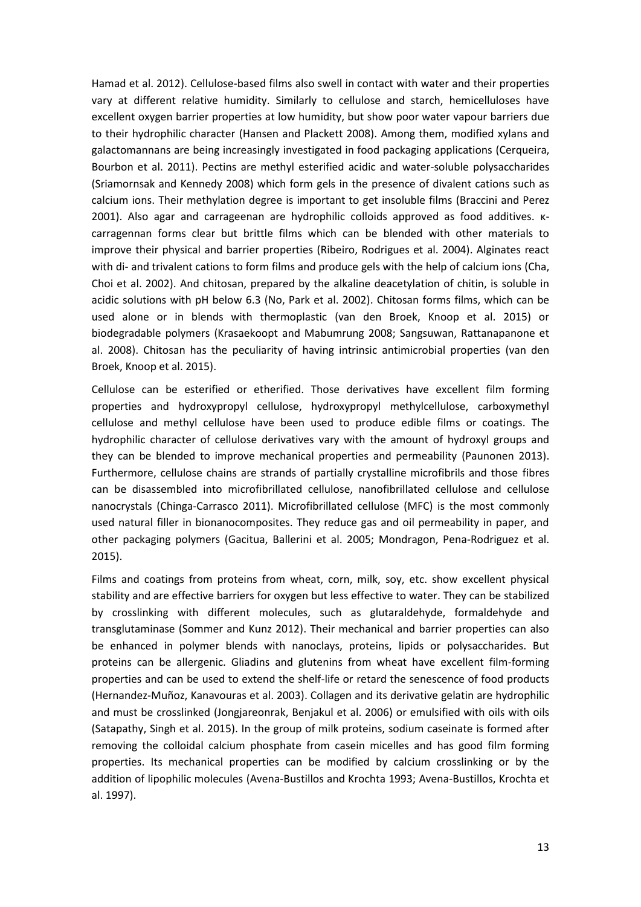Hamad et al. 2012). Cellulose-based films also swell in contact with water and their properties vary at different relative humidity. Similarly to cellulose and starch, hemicelluloses have excellent oxygen barrier properties at low humidity, but show poor water vapour barriers due to their hydrophilic character (Hansen and Plackett 2008). Among them, modified xylans and galactomannans are being increasingly investigated in food packaging applications (Cerqueira, Bourbon et al. 2011). Pectins are methyl esterified acidic and water-soluble polysaccharides (Sriamornsak and Kennedy 2008) which form gels in the presence of divalent cations such as calcium ions. Their methylation degree is important to get insoluble films (Braccini and Perez 2001). Also agar and carrageenan are hydrophilic colloids approved as food additives. κ-carragennan forms clear but brittle films which can be blended with other materials to improve their physical and barrier properties (Ribeiro, Rodrigues et al. 2004). Alginates react with di- and trivalent cations to form films and produce gels with the help of calcium ions (Cha, Choi et al. 2002). And chitosan, prepared by the alkaline deacetylation of chitin, is soluble in acidic solutions with pH below 6.3 (No, Park et al. 2002). Chitosan forms films, which can be used alone or in blends with thermoplastic (van den Broek, Knoop et al. 2015) or biodegradable polymers (Krasaekoopt and Mabumrung 2008; Sangsuwan, Rattanapanone et al. 2008). Chitosan has the peculiarity of having intrinsic antimicrobial properties (van den Broek, Knoop et al. 2015).

Cellulose can be esterified or etherified. Those derivatives have excellent film forming properties and hydroxypropyl cellulose, hydroxypropyl methylcellulose, carboxymethyl cellulose and methyl cellulose have been used to produce edible films or coatings. The hydrophilic character of cellulose derivatives vary with the amount of hydroxyl groups and they can be blended to improve mechanical properties and permeability (Paunonen 2013). Furthermore, cellulose chains are strands of partially crystalline microfibrils and those fibres can be disassembled into microfibrillated cellulose, nanofibrillated cellulose and cellulose nanocrystals (Chinga-Carrasco 2011). Microfibrillated cellulose (MFC) is the most commonly used natural filler in bionanocomposites. They reduce gas and oil permeability in paper, and other packaging polymers (Gacitua, Ballerini et al. 2005; Mondragon, Pena-Rodriguez et al. 2015).

Films and coatings from proteins from wheat, corn, milk, soy, etc. show excellent physical stability and are effective barriers for oxygen but less effective to water. They can be stabilized by crosslinking with different molecules, such as glutaraldehyde, formaldehyde and transglutaminase (Sommer and Kunz 2012). Their mechanical and barrier properties can also be enhanced in polymer blends with nanoclays, proteins, lipids or polysaccharides. But proteins can be allergenic. Gliadins and glutenins from wheat have excellent film-forming properties and can be used to extend the shelf-life or retard the senescence of food products (Hernandez-Muñoz, Kanavouras et al. 2003). Collagen and its derivative gelatin are hydrophilic and must be crosslinked (Jongjareonrak, Benjakul et al. 2006) or emulsified with oils with oils (Satapathy, Singh et al. 2015). In the group of milk proteins, sodium caseinate is formed after removing the colloidal calcium phosphate from casein micelles and has good film forming properties. Its mechanical properties can be modified by calcium crosslinking or by the addition of lipophilic molecules (Avena-Bustillos and Krochta 1993; Avena-Bustillos, Krochta et al. 1997).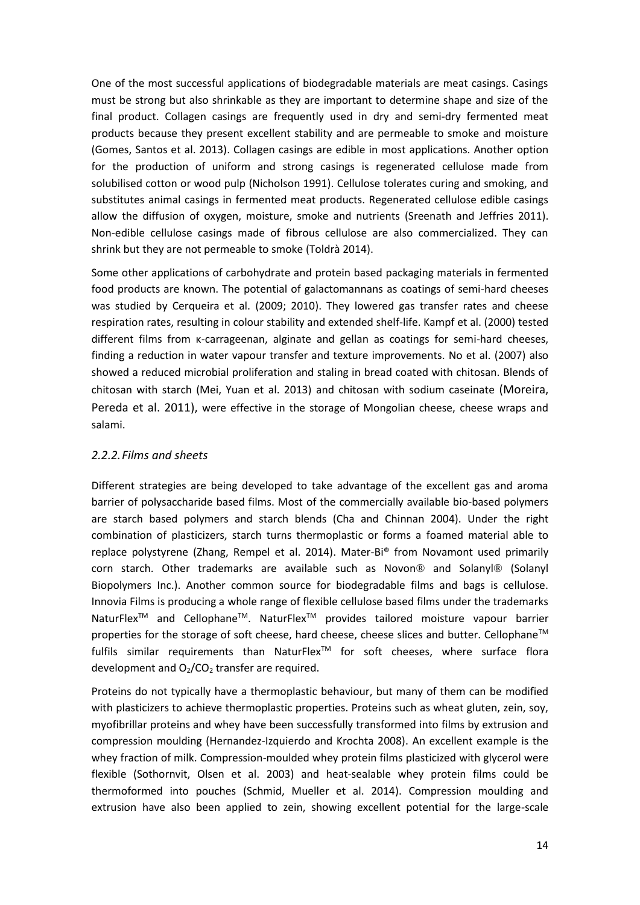One of the most successful applications of biodegradable materials are meat casings. Casings must be strong but also shrinkable as they are important to determine shape and size of the final product. Collagen casings are frequently used in dry and semi-dry fermented meat products because they present excellent stability and are permeable to smoke and moisture (Gomes, Santos et al. 2013). Collagen casings are edible in most applications. Another option for the production of uniform and strong casings is regenerated cellulose made from solubilised cotton or wood pulp (Nicholson 1991). Cellulose tolerates curing and smoking, and substitutes animal casings in fermented meat products. Regenerated cellulose edible casings allow the diffusion of oxygen, moisture, smoke and nutrients (Sreenath and Jeffries 2011). Non-edible cellulose casings made of fibrous cellulose are also commercialized. They can shrink but they are not permeable to smoke (Toldrà 2014).

Some other applications of carbohydrate and protein based packaging materials in fermented food products are known. The potential of galactomannans as coatings of semi-hard cheeses was studied by Cerqueira et al. (2009; 2010). They lowered gas transfer rates and cheese respiration rates, resulting in colour stability and extended shelf-life. Kampf et al. (2000) tested different films from κ-carrageenan, alginate and gellan as coatings for semi-hard cheeses, finding a reduction in water vapour transfer and texture improvements. No et al. (2007) also showed a reduced microbial proliferation and staling in bread coated with chitosan. Blends of chitosan with starch (Mei, Yuan et al. 2013) and chitosan with sodium caseinate (Moreira, Pereda et al. 2011), were effective in the storage of Mongolian cheese, cheese wraps and salami.

### *2.2.2. Films and sheets*

Different strategies are being developed to take advantage of the excellent gas and aroma barrier of polysaccharide based films. Most of the commercially available bio-based polymers are starch based polymers and starch blends (Cha and Chinnan 2004). Under the right combination of plasticizers, starch turns thermoplastic or forms a foamed material able to replace polystyrene (Zhang, Rempel et al. 2014). Mater-Bi® from Novamont used primarily corn starch. Other trademarks are available such as Novon® and Solanyl® (Solanyl Biopolymers Inc.). Another common source for biodegradable films and bags is cellulose. Innovia Films is producing a whole range of flexible cellulose based films under the trademarks NaturFlex™ and Cellophane™. NaturFlex™ provides tailored moisture vapour barrier properties for the storage of soft cheese, hard cheese, cheese slices and butter. Cellophane™ fulfils similar requirements than NaturFlex™ for soft cheeses, where surface flora development and $O_2$/$CO_2$ transfer are required.

Proteins do not typically have a thermoplastic behaviour, but many of them can be modified with plasticizers to achieve thermoplastic properties. Proteins such as wheat gluten, zein, soy, myofibrillar proteins and whey have been successfully transformed into films by extrusion and compression moulding (Hernandez-Izquierdo and Krochta 2008). An excellent example is the whey fraction of milk. Compression-moulded whey protein films plasticized with glycerol were flexible (Sothornvit, Olsen et al. 2003) and heat-sealable whey protein films could be thermoformed into pouches (Schmid, Mueller et al. 2014). Compression moulding and extrusion have also been applied to zein, showing excellent potential for the large-scale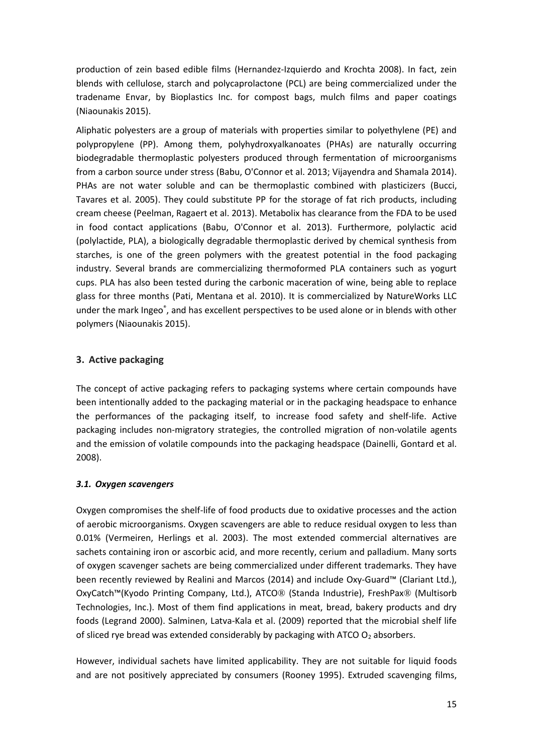production of zein based edible films (Hernandez-Izquierdo and Krochta 2008). In fact, zein blends with cellulose, starch and polycaprolactone (PCL) are being commercialized under the tradename Envar, by Bioplastics Inc. for compost bags, mulch films and paper coatings (Niaounakis 2015).

Aliphatic polyesters are a group of materials with properties similar to polyethylene (PE) and polypropylene (PP). Among them, polyhydroxyalkanoates (PHAs) are naturally occurring biodegradable thermoplastic polyesters produced through fermentation of microorganisms from a carbon source under stress (Babu, O'Connor et al. 2013; Vijayendra and Shamala 2014). PHAs are not water soluble and can be thermoplastic combined with plasticizers (Bucci, Tavares et al. 2005). They could substitute PP for the storage of fat rich products, including cream cheese (Peelman, Ragaert et al. 2013). Metabolix has clearance from the FDA to be used in food contact applications (Babu, O'Connor et al. 2013). Furthermore, polylactic acid (polylactide, PLA), a biologically degradable thermoplastic derived by chemical synthesis from starches, is one of the green polymers with the greatest potential in the food packaging industry. Several brands are commercializing thermoformed PLA containers such as yogurt cups. PLA has also been tested during the carbonic maceration of wine, being able to replace glass for three months (Pati, Mentana et al. 2010). It is commercialized by NatureWorks LLC under the mark Ingeo®, and has excellent perspectives to be used alone or in blends with other polymers (Niaounakis 2015).

## 3. Active packaging

The concept of active packaging refers to packaging systems where certain compounds have been intentionally added to the packaging material or in the packaging headspace to enhance the performances of the packaging itself, to increase food safety and shelf-life. Active packaging includes non-migratory strategies, the controlled migration of non-volatile agents and the emission of volatile compounds into the packaging headspace (Dainelli, Gontard et al. 2008).

### *3.1. Oxygen scavengers*

Oxygen compromises the shelf-life of food products due to oxidative processes and the action of aerobic microorganisms. Oxygen scavengers are able to reduce residual oxygen to less than 0.01% (Vermeiren, Herlings et al. 2003). The most extended commercial alternatives are sachets containing iron or ascorbic acid, and more recently, cerium and palladium. Many sorts of oxygen scavenger sachets are being commercialized under different trademarks. They have been recently reviewed by Realini and Marcos (2014) and include Oxy-Guard™ (Clariant Ltd.), OxyCatch™(Kyodo Printing Company, Ltd.), ATCO® (Standa Industrie), FreshPax® (Multisorb Technologies, Inc.). Most of them find applications in meat, bread, bakery products and dry foods (Legrand 2000). Salminen, Latva-Kala et al. (2009) reported that the microbial shelf life of sliced rye bread was extended considerably by packaging with ATCO $O_2$ absorbers.

However, individual sachets have limited applicability. They are not suitable for liquid foods and are not positively appreciated by consumers (Rooney 1995). Extruded scavenging films,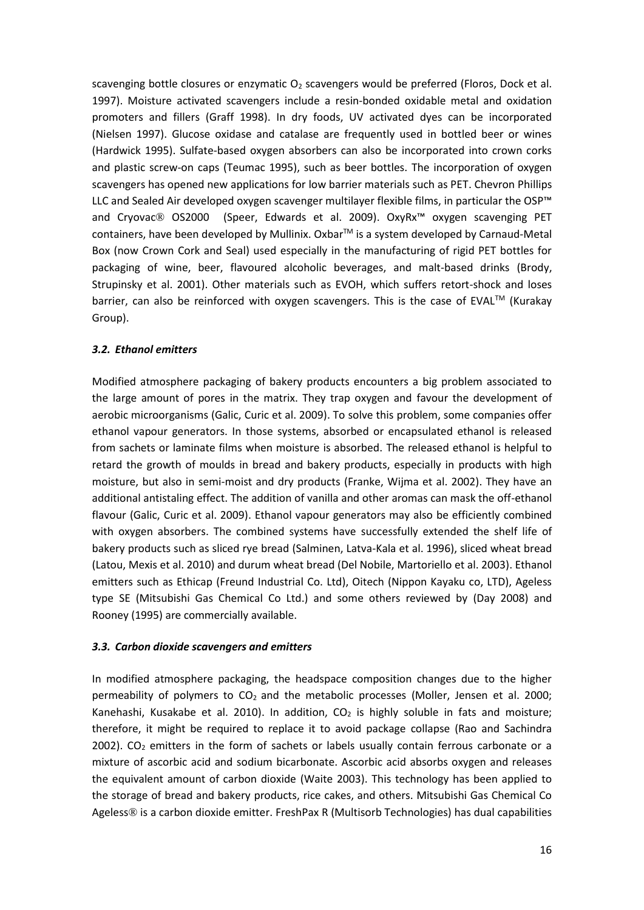scavenging bottle closures or enzymatic $O_2$ scavengers would be preferred (Floros, Dock et al. 1997). Moisture activated scavengers include a resin-bonded oxidable metal and oxidation promoters and fillers (Graff 1998). In dry foods, UV activated dyes can be incorporated (Nielsen 1997). Glucose oxidase and catalase are frequently used in bottled beer or wines (Hardwick 1995). Sulfate-based oxygen absorbers can also be incorporated into crown corks and plastic screw-on caps (Teumac 1995), such as beer bottles. The incorporation of oxygen scavengers has opened new applications for low barrier materials such as PET. Chevron Phillips LLC and Sealed Air developed oxygen scavenger multilayer flexible films, in particular the OSP™ and Cryovac® OS2000 (Speer, Edwards et al. 2009). OxyRx™ oxygen scavenging PET containers, have been developed by Mullinix. Oxbar™ is a system developed by Carnaud-Metal Box (now Crown Cork and Seal) used especially in the manufacturing of rigid PET bottles for packaging of wine, beer, flavoured alcoholic beverages, and malt-based drinks (Brody, Strupinsky et al. 2001). Other materials such as EVOH, which suffers retort-shock and loses barrier, can also be reinforced with oxygen scavengers. This is the case of EVAL™ (Kurakay Group).

### *3.2. Ethanol emitters*

Modified atmosphere packaging of bakery products encounters a big problem associated to the large amount of pores in the matrix. They trap oxygen and favour the development of aerobic microorganisms (Galic, Curic et al. 2009). To solve this problem, some companies offer ethanol vapour generators. In those systems, absorbed or encapsulated ethanol is released from sachets or laminate films when moisture is absorbed. The released ethanol is helpful to retard the growth of moulds in bread and bakery products, especially in products with high moisture, but also in semi-moist and dry products (Franke, Wijma et al. 2002). They have an additional antistaling effect. The addition of vanilla and other aromas can mask the off-ethanol flavour (Galic, Curic et al. 2009). Ethanol vapour generators may also be efficiently combined with oxygen absorbers. The combined systems have successfully extended the shelf life of bakery products such as sliced rye bread (Salminen, Latva-Kala et al. 1996), sliced wheat bread (Latou, Mexis et al. 2010) and durum wheat bread (Del Nobile, Martoriello et al. 2003). Ethanol emitters such as Ethicap (Freund Industrial Co. Ltd), Oitech (Nippon Kayaku co, LTD), Ageless type SE (Mitsubishi Gas Chemical Co Ltd.) and some others reviewed by (Day 2008) and Rooney (1995) are commercially available.

### *3.3. Carbon dioxide scavengers and emitters*

In modified atmosphere packaging, the headspace composition changes due to the higher permeability of polymers to $CO_2$ and the metabolic processes (Moller, Jensen et al. 2000; Kanehashi, Kusakabe et al. 2010). In addition, $CO_2$ is highly soluble in fats and moisture; therefore, it might be required to replace it to avoid package collapse (Rao and Sachindra 2002). $CO_2$ emitters in the form of sachets or labels usually contain ferrous carbonate or a mixture of ascorbic acid and sodium bicarbonate. Ascorbic acid absorbs oxygen and releases the equivalent amount of carbon dioxide (Waite 2003). This technology has been applied to the storage of bread and bakery products, rice cakes, and others. Mitsubishi Gas Chemical Co Ageless® is a carbon dioxide emitter. FreshPax R (Multisorb Technologies) has dual capabilities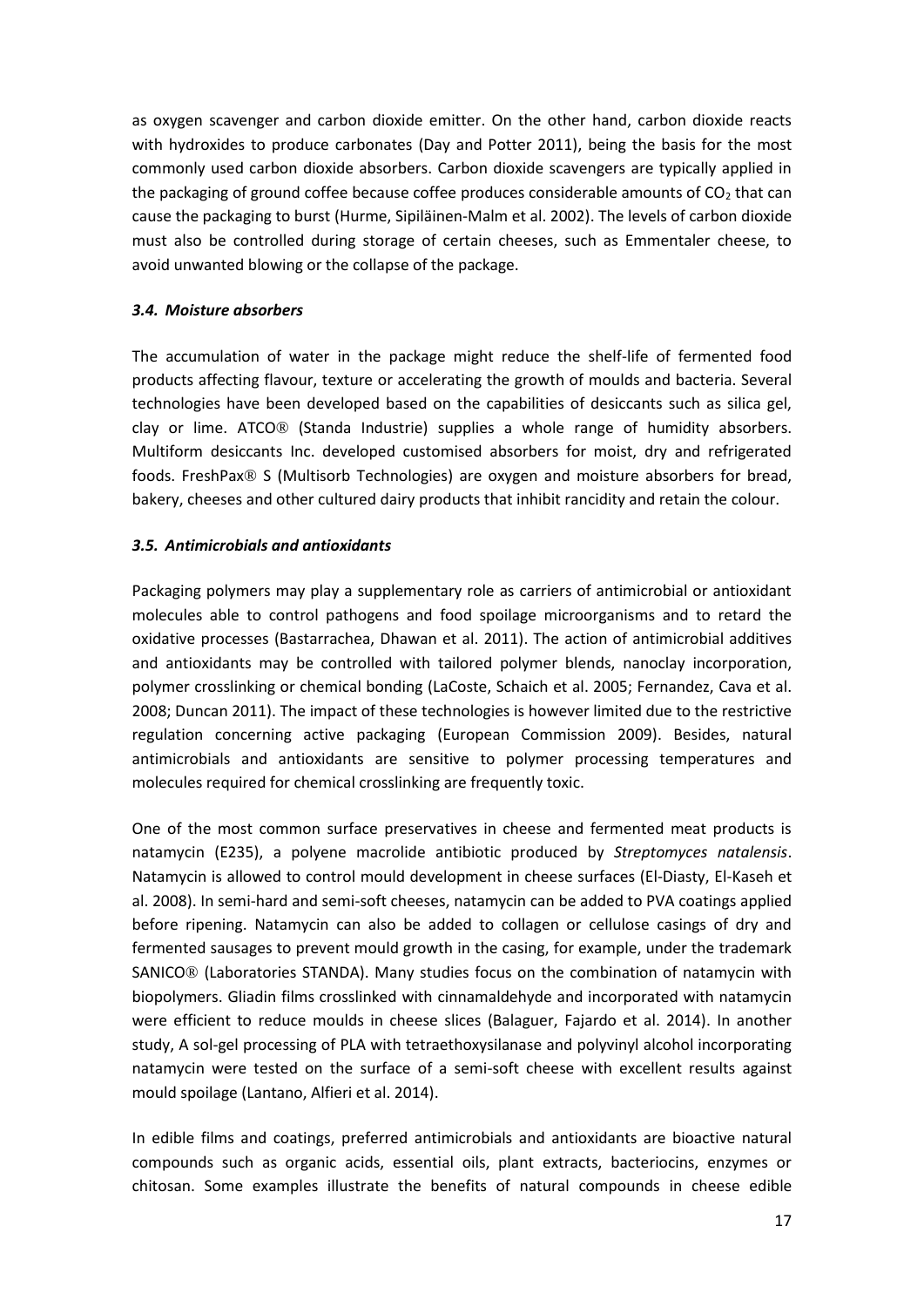as oxygen scavenger and carbon dioxide emitter. On the other hand, carbon dioxide reacts with hydroxides to produce carbonates (Day and Potter 2011), being the basis for the most commonly used carbon dioxide absorbers. Carbon dioxide scavengers are typically applied in the packaging of ground coffee because coffee produces considerable amounts of $CO_2$ that can cause the packaging to burst (Hurme, Sipiläinen-Malm et al. 2002). The levels of carbon dioxide must also be controlled during storage of certain cheeses, such as Emmentaler cheese, to avoid unwanted blowing or the collapse of the package.

### *3.4. Moisture absorbers*

The accumulation of water in the package might reduce the shelf-life of fermented food products affecting flavour, texture or accelerating the growth of moulds and bacteria. Several technologies have been developed based on the capabilities of desiccants such as silica gel, clay or lime. ATCO® (Standa Industrie) supplies a whole range of humidity absorbers. Multiform desiccants Inc. developed customised absorbers for moist, dry and refrigerated foods. FreshPax® S (Multisorb Technologies) are oxygen and moisture absorbers for bread, bakery, cheeses and other cultured dairy products that inhibit rancidity and retain the colour.

### *3.5. Antimicrobials and antioxidants*

Packaging polymers may play a supplementary role as carriers of antimicrobial or antioxidant molecules able to control pathogens and food spoilage microorganisms and to retard the oxidative processes (Bastarrachea, Dhawan et al. 2011). The action of antimicrobial additives and antioxidants may be controlled with tailored polymer blends, nanoclay incorporation, polymer crosslinking or chemical bonding (LaCoste, Schaich et al. 2005; Fernandez, Cava et al. 2008; Duncan 2011). The impact of these technologies is however limited due to the restrictive regulation concerning active packaging (European Commission 2009). Besides, natural antimicrobials and antioxidants are sensitive to polymer processing temperatures and molecules required for chemical crosslinking are frequently toxic.

One of the most common surface preservatives in cheese and fermented meat products is natamycin (E235), a polyene macrolide antibiotic produced by *Streptomyces natalensis*. Natamycin is allowed to control mould development in cheese surfaces (El-Diasty, El-Kaseh et al. 2008). In semi-hard and semi-soft cheeses, natamycin can be added to PVA coatings applied before ripening. Natamycin can also be added to collagen or cellulose casings of dry and fermented sausages to prevent mould growth in the casing, for example, under the trademark SANICO® (Laboratories STANDA). Many studies focus on the combination of natamycin with biopolymers. Gliadin films crosslinked with cinnamaldehyde and incorporated with natamycin were efficient to reduce moulds in cheese slices (Balaguer, Fajardo et al. 2014). In another study, A sol-gel processing of PLA with tetraethoxysilanase and polyvinyl alcohol incorporating natamycin were tested on the surface of a semi-soft cheese with excellent results against mould spoilage (Lantano, Alfieri et al. 2014).

In edible films and coatings, preferred antimicrobials and antioxidants are bioactive natural compounds such as organic acids, essential oils, plant extracts, bacteriocins, enzymes or chitosan. Some examples illustrate the benefits of natural compounds in cheese edible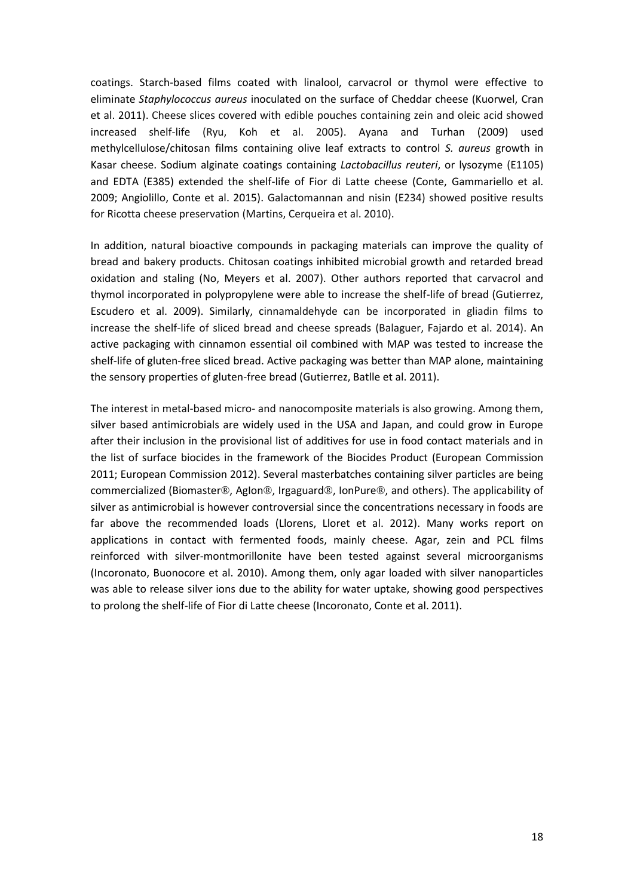coatings. Starch-based films coated with linalool, carvacrol or thymol were effective to eliminate *Staphylococcus aureus* inoculated on the surface of Cheddar cheese (Kuorwel, Cran et al. 2011). Cheese slices covered with edible pouches containing zein and oleic acid showed increased shelf-life (Ryu, Koh et al. 2005). Ayana and Turhan (2009) used methylcellulose/chitosan films containing olive leaf extracts to control *S. aureus* growth in Kasar cheese. Sodium alginate coatings containing *Lactobacillus reuteri*, or lysozyme (E1105) and EDTA (E385) extended the shelf-life of Fior di Latte cheese (Conte, Gammariello et al. 2009; Angiolillo, Conte et al. 2015). Galactomannan and nisin (E234) showed positive results for Ricotta cheese preservation (Martins, Cerqueira et al. 2010).

In addition, natural bioactive compounds in packaging materials can improve the quality of bread and bakery products. Chitosan coatings inhibited microbial growth and retarded bread oxidation and staling (No, Meyers et al. 2007). Other authors reported that carvacrol and thymol incorporated in polypropylene were able to increase the shelf-life of bread (Gutierrez, Escudero et al. 2009). Similarly, cinnamaldehyde can be incorporated in gliadin films to increase the shelf-life of sliced bread and cheese spreads (Balaguer, Fajardo et al. 2014). An active packaging with cinnamon essential oil combined with MAP was tested to increase the shelf-life of gluten-free sliced bread. Active packaging was better than MAP alone, maintaining the sensory properties of gluten-free bread (Gutierrez, Batlle et al. 2011).

The interest in metal-based micro- and nanocomposite materials is also growing. Among them, silver based antimicrobials are widely used in the USA and Japan, and could grow in Europe after their inclusion in the provisional list of additives for use in food contact materials and in the list of surface biocides in the framework of the Biocides Product (European Commission 2011; European Commission 2012). Several masterbatches containing silver particles are being commercialized (Biomaster®, AgIon®, Irgaguard®, IonPure®, and others). The applicability of silver as antimicrobial is however controversial since the concentrations necessary in foods are far above the recommended loads (Llorens, Lloret et al. 2012). Many works report on applications in contact with fermented foods, mainly cheese. Agar, zein and PCL films reinforced with silver-montmorillonite have been tested against several microorganisms (Incoronato, Buonocore et al. 2010). Among them, only agar loaded with silver nanoparticles was able to release silver ions due to the ability for water uptake, showing good perspectives to prolong the shelf-life of Fior di Latte cheese (Incoronato, Conte et al. 2011).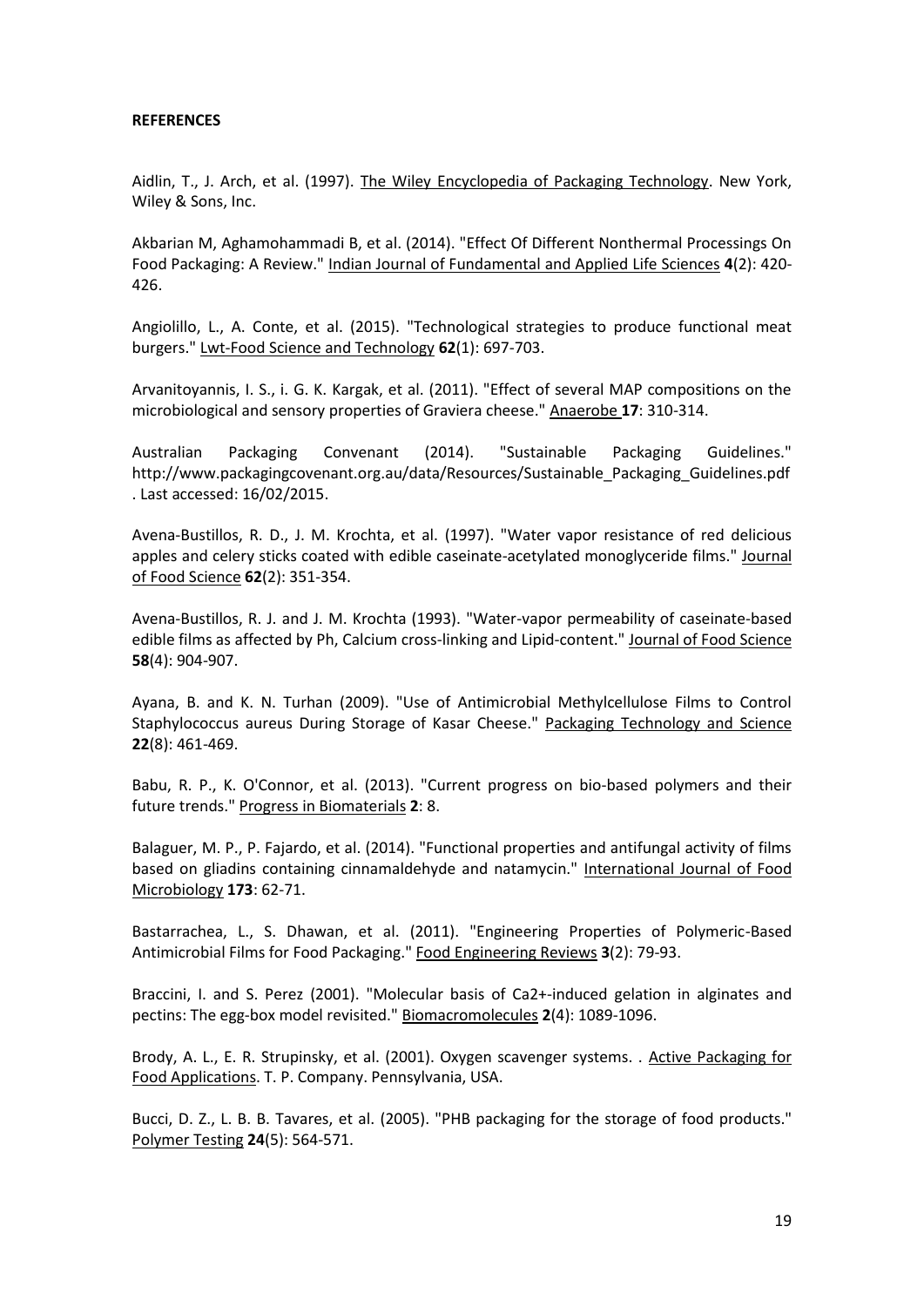**REFERENCES**

Aidlin, T., J. Arch, et al. (1997). The Wiley Encyclopedia of Packaging Technology. New York, Wiley & Sons, Inc.

Akbarian M, Aghamohammadi B, et al. (2014). "Effect Of Different Nonthermal Processings On Food Packaging: A Review." Indian Journal of Fundamental and Applied Life Sciences **4**(2): 420-426.

Angiolillo, L., A. Conte, et al. (2015). "Technological strategies to produce functional meat burgers." Lwt-Food Science and Technology **62**(1): 697-703.

Arvanitoyannis, I. S., i. G. K. Kargak, et al. (2011). "Effect of several MAP compositions on the microbiological and sensory properties of Graviera cheese." Anaerobe **17**: 310-314.

Australian Packaging Convenant (2014). "Sustainable Packaging Guidelines." http://www.packagingcovenant.org.au/data/Resources/Sustainable_Packaging_Guidelines.pdf . Last accessed: 16/02/2015.

Avena-Bustillos, R. D., J. M. Krochta, et al. (1997). "Water vapor resistance of red delicious apples and celery sticks coated with edible caseinate-acetylated monoglyceride films." Journal of Food Science **62**(2): 351-354.

Avena-Bustillos, R. J. and J. M. Krochta (1993). "Water-vapor permeability of caseinate-based edible films as affected by Ph, Calcium cross-linking and Lipid-content." Journal of Food Science **58**(4): 904-907.

Ayana, B. and K. N. Turhan (2009). "Use of Antimicrobial Methylcellulose Films to Control Staphylococcus aureus During Storage of Kasar Cheese." Packaging Technology and Science **22**(8): 461-469.

Babu, R. P., K. O'Connor, et al. (2013). "Current progress on bio-based polymers and their future trends." Progress in Biomaterials **2**: 8.

Balaguer, M. P., P. Fajardo, et al. (2014). "Functional properties and antifungal activity of films based on gliadins containing cinnamaldehyde and natamycin." International Journal of Food Microbiology **173**: 62-71.

Bastarrachea, L., S. Dhawan, et al. (2011). "Engineering Properties of Polymeric-Based Antimicrobial Films for Food Packaging." Food Engineering Reviews **3**(2): 79-93.

Braccini, I. and S. Perez (2001). "Molecular basis of Ca2+-induced gelation in alginates and pectins: The egg-box model revisited." Biomacromolecules **2**(4): 1089-1096.

Brody, A. L., E. R. Strupinsky, et al. (2001). Oxygen scavenger systems. . Active Packaging for Food Applications. T. P. Company. Pennsylvania, USA.

Bucci, D. Z., L. B. B. Tavares, et al. (2005). "PHB packaging for the storage of food products." Polymer Testing **24**(5): 564-571.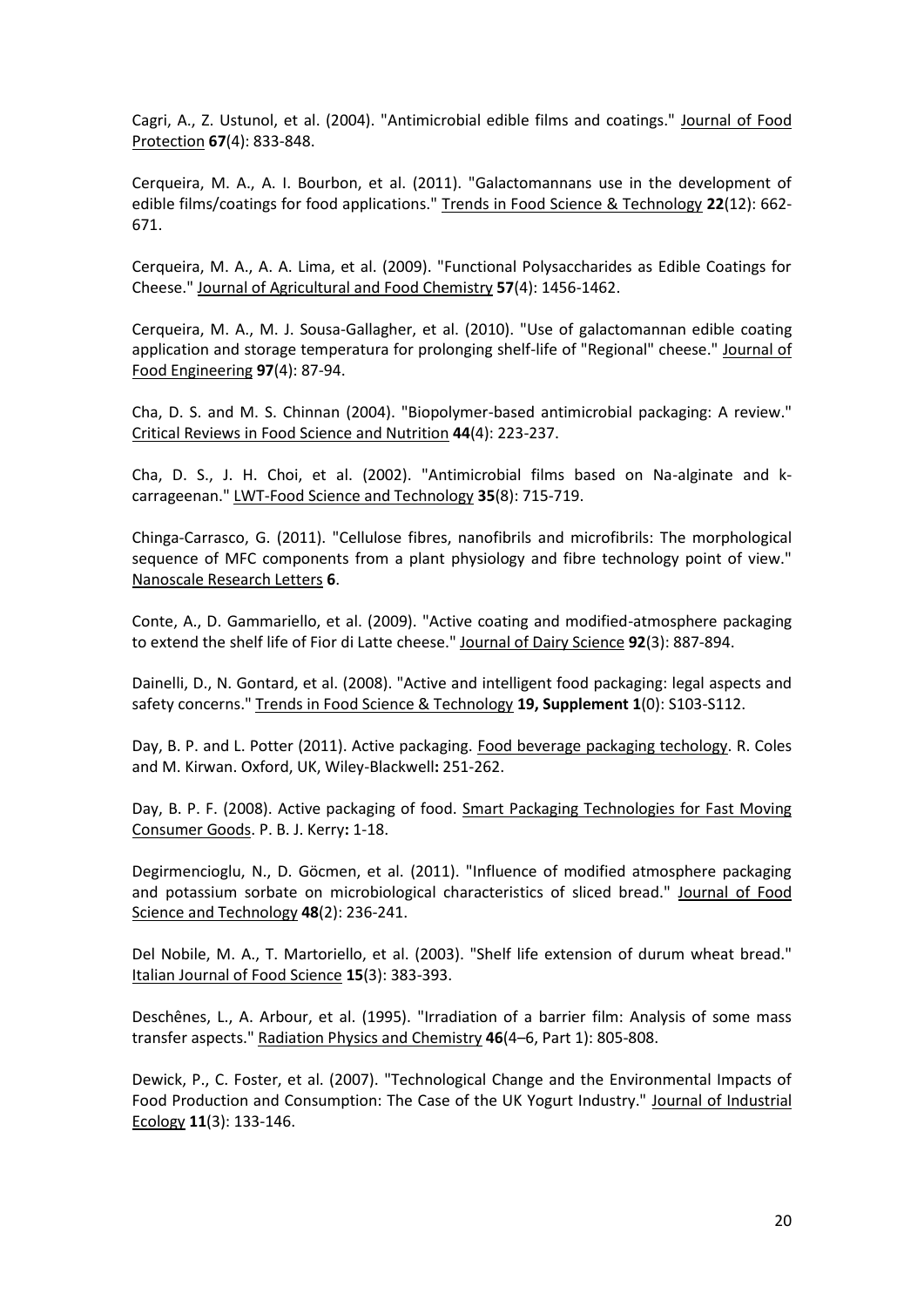Cagri, A., Z. Ustunol, et al. (2004). "Antimicrobial edible films and coatings." Journal of Food Protection **67**(4): 833-848.

Cerqueira, M. A., A. I. Bourbon, et al. (2011). "Galactomannans use in the development of edible films/coatings for food applications." Trends in Food Science & Technology **22**(12): 662-671.

Cerqueira, M. A., A. A. Lima, et al. (2009). "Functional Polysaccharides as Edible Coatings for Cheese." Journal of Agricultural and Food Chemistry **57**(4): 1456-1462.

Cerqueira, M. A., M. J. Sousa-Gallagher, et al. (2010). "Use of galactomannan edible coating application and storage temperatura for prolonging shelf-life of "Regional" cheese." Journal of Food Engineering **97**(4): 87-94.

Cha, D. S. and M. S. Chinnan (2004). "Biopolymer-based antimicrobial packaging: A review." Critical Reviews in Food Science and Nutrition **44**(4): 223-237.

Cha, D. S., J. H. Choi, et al. (2002). "Antimicrobial films based on Na-alginate and k-carrageenan." LWT-Food Science and Technology **35**(8): 715-719.

Chinga-Carrasco, G. (2011). "Cellulose fibres, nanofibrils and microfibrils: The morphological sequence of MFC components from a plant physiology and fibre technology point of view." Nanoscale Research Letters **6**.

Conte, A., D. Gammariello, et al. (2009). "Active coating and modified-atmosphere packaging to extend the shelf life of Fior di Latte cheese." Journal of Dairy Science **92**(3): 887-894.

Dainelli, D., N. Gontard, et al. (2008). "Active and intelligent food packaging: legal aspects and safety concerns." Trends in Food Science & Technology **19, Supplement 1**(0): S103-S112.

Day, B. P. and L. Potter (2011). Active packaging. Food beverage packaging techology. R. Coles and M. Kirwan. Oxford, UK, Wiley-Blackwell**:** 251-262.

Day, B. P. F. (2008). Active packaging of food. Smart Packaging Technologies for Fast Moving Consumer Goods. P. B. J. Kerry**:** 1-18.

Degirmencioglu, N., D. Göcmen, et al. (2011). "Influence of modified atmosphere packaging and potassium sorbate on microbiological characteristics of sliced bread." Journal of Food Science and Technology **48**(2): 236-241.

Del Nobile, M. A., T. Martoriello, et al. (2003). "Shelf life extension of durum wheat bread." Italian Journal of Food Science **15**(3): 383-393.

Deschênes, L., A. Arbour, et al. (1995). "Irradiation of a barrier film: Analysis of some mass transfer aspects." Radiation Physics and Chemistry **46**(4–6, Part 1): 805-808.

Dewick, P., C. Foster, et al. (2007). "Technological Change and the Environmental Impacts of Food Production and Consumption: The Case of the UK Yogurt Industry." Journal of Industrial Ecology **11**(3): 133-146.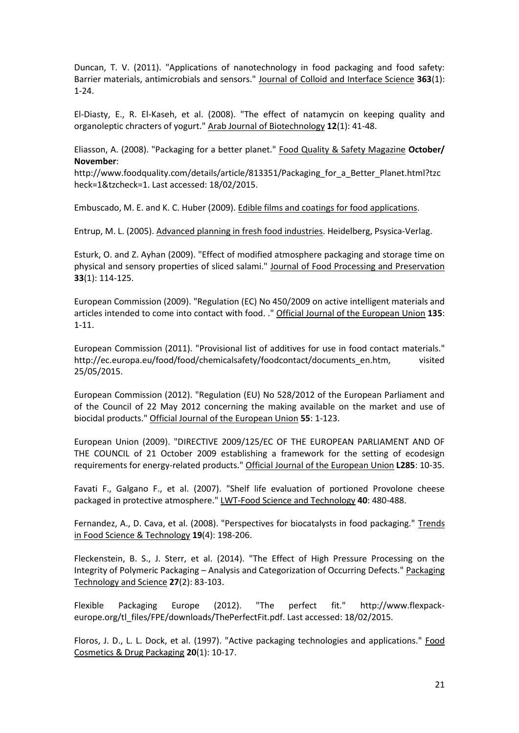Duncan, T. V. (2011). "Applications of nanotechnology in food packaging and food safety: Barrier materials, antimicrobials and sensors." Journal of Colloid and Interface Science **363**(1): 1-24.

El-Diasty, E., R. El-Kaseh, et al. (2008). "The effect of natamycin on keeping quality and organoleptic chracters of yogurt." Arab Journal of Biotechnology **12**(1): 41-48.

Eliasson, A. (2008). "Packaging for a better planet." Food Quality & Safety Magazine **October/ November**: http://www.foodquality.com/details/article/813351/Packaging_for_a_Better_Planet.html?tzcheck=1&tzcheck=1. Last accessed: 18/02/2015.

Embuscado, M. E. and K. C. Huber (2009). Edible films and coatings for food applications.

Entrup, M. L. (2005). Advanced planning in fresh food industries. Heidelberg, Psysica-Verlag.

Esturk, O. and Z. Ayhan (2009). "Effect of modified atmosphere packaging and storage time on physical and sensory properties of sliced salami." Journal of Food Processing and Preservation **33**(1): 114-125.

European Commission (2009). "Regulation (EC) No 450/2009 on active intelligent materials and articles intended to come into contact with food. ." Official Journal of the European Union **135**: 1-11.

European Commission (2011). "Provisional list of additives for use in food contact materials." http://ec.europa.eu/food/food/chemicalsafety/foodcontact/documents_en.htm, visited 25/05/2015.

European Commission (2012). "Regulation (EU) No 528/2012 of the European Parliament and of the Council of 22 May 2012 concerning the making available on the market and use of biocidal products." Official Journal of the European Union **55**: 1-123.

European Union (2009). "DIRECTIVE 2009/125/EC OF THE EUROPEAN PARLIAMENT AND OF THE COUNCIL of 21 October 2009 establishing a framework for the setting of ecodesign requirements for energy-related products." Official Journal of the European Union **L285**: 10-35.

Favati F., Galgano F., et al. (2007). "Shelf life evaluation of portioned Provolone cheese packaged in protective atmosphere." LWT-Food Science and Technology **40**: 480-488.

Fernandez, A., D. Cava, et al. (2008). "Perspectives for biocatalysts in food packaging." Trends in Food Science & Technology **19**(4): 198-206.

Fleckenstein, B. S., J. Sterr, et al. (2014). "The Effect of High Pressure Processing on the Integrity of Polymeric Packaging – Analysis and Categorization of Occurring Defects." Packaging Technology and Science **27**(2): 83-103.

Flexible Packaging Europe (2012). "The perfect fit." http://www.flexpack-europe.org/tl_files/FPE/downloads/ThePerfectFit.pdf. Last accessed: 18/02/2015.

Floros, J. D., L. L. Dock, et al. (1997). "Active packaging technologies and applications." Food Cosmetics & Drug Packaging **20**(1): 10-17.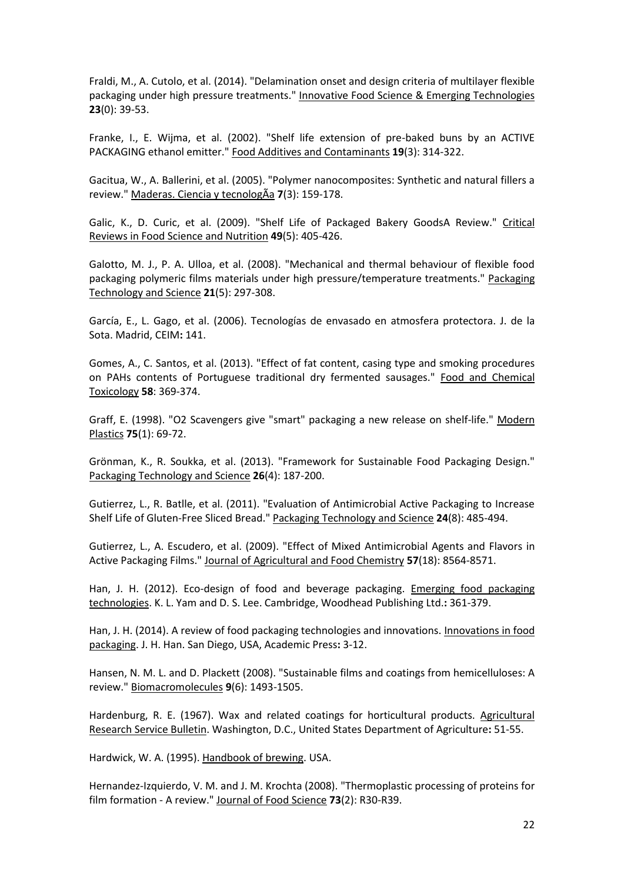Fraldi, M., A. Cutolo, et al. (2014). "Delamination onset and design criteria of multilayer flexible packaging under high pressure treatments." Innovative Food Science & Emerging Technologies **23**(0): 39-53.

Franke, I., E. Wijma, et al. (2002). "Shelf life extension of pre-baked buns by an ACTIVE PACKAGING ethanol emitter." Food Additives and Contaminants **19**(3): 314-322.

Gacitua, W., A. Ballerini, et al. (2005). "Polymer nanocomposites: Synthetic and natural fillers a review." Maderas. Ciencia y tecnologÃa **7**(3): 159-178.

Galic, K., D. Curic, et al. (2009). "Shelf Life of Packaged Bakery GoodsA Review." Critical Reviews in Food Science and Nutrition **49**(5): 405-426.

Galotto, M. J., P. A. Ulloa, et al. (2008). "Mechanical and thermal behaviour of flexible food packaging polymeric films materials under high pressure/temperature treatments." Packaging Technology and Science **21**(5): 297-308.

García, E., L. Gago, et al. (2006). Tecnologías de envasado en atmosfera protectora. J. de la Sota. Madrid, CEIM**:** 141.

Gomes, A., C. Santos, et al. (2013). "Effect of fat content, casing type and smoking procedures on PAHs contents of Portuguese traditional dry fermented sausages." Food and Chemical Toxicology **58**: 369-374.

Graff, E. (1998). "O2 Scavengers give "smart" packaging a new release on shelf-life." Modern Plastics **75**(1): 69-72.

Grönman, K., R. Soukka, et al. (2013). "Framework for Sustainable Food Packaging Design." Packaging Technology and Science **26**(4): 187-200.

Gutierrez, L., R. Batlle, et al. (2011). "Evaluation of Antimicrobial Active Packaging to Increase Shelf Life of Gluten-Free Sliced Bread." Packaging Technology and Science **24**(8): 485-494.

Gutierrez, L., A. Escudero, et al. (2009). "Effect of Mixed Antimicrobial Agents and Flavors in Active Packaging Films." Journal of Agricultural and Food Chemistry **57**(18): 8564-8571.

Han, J. H. (2012). Eco-design of food and beverage packaging. Emerging food packaging technologies. K. L. Yam and D. S. Lee. Cambridge, Woodhead Publishing Ltd.**:** 361-379.

Han, J. H. (2014). A review of food packaging technologies and innovations. Innovations in food packaging. J. H. Han. San Diego, USA, Academic Press**:** 3-12.

Hansen, N. M. L. and D. Plackett (2008). "Sustainable films and coatings from hemicelluloses: A review." Biomacromolecules **9**(6): 1493-1505.

Hardenburg, R. E. (1967). Wax and related coatings for horticultural products. Agricultural Research Service Bulletin. Washington, D.C., United States Department of Agriculture**:** 51-55.

Hardwick, W. A. (1995). Handbook of brewing. USA.

Hernandez-Izquierdo, V. M. and J. M. Krochta (2008). "Thermoplastic processing of proteins for film formation - A review." Journal of Food Science **73**(2): R30-R39.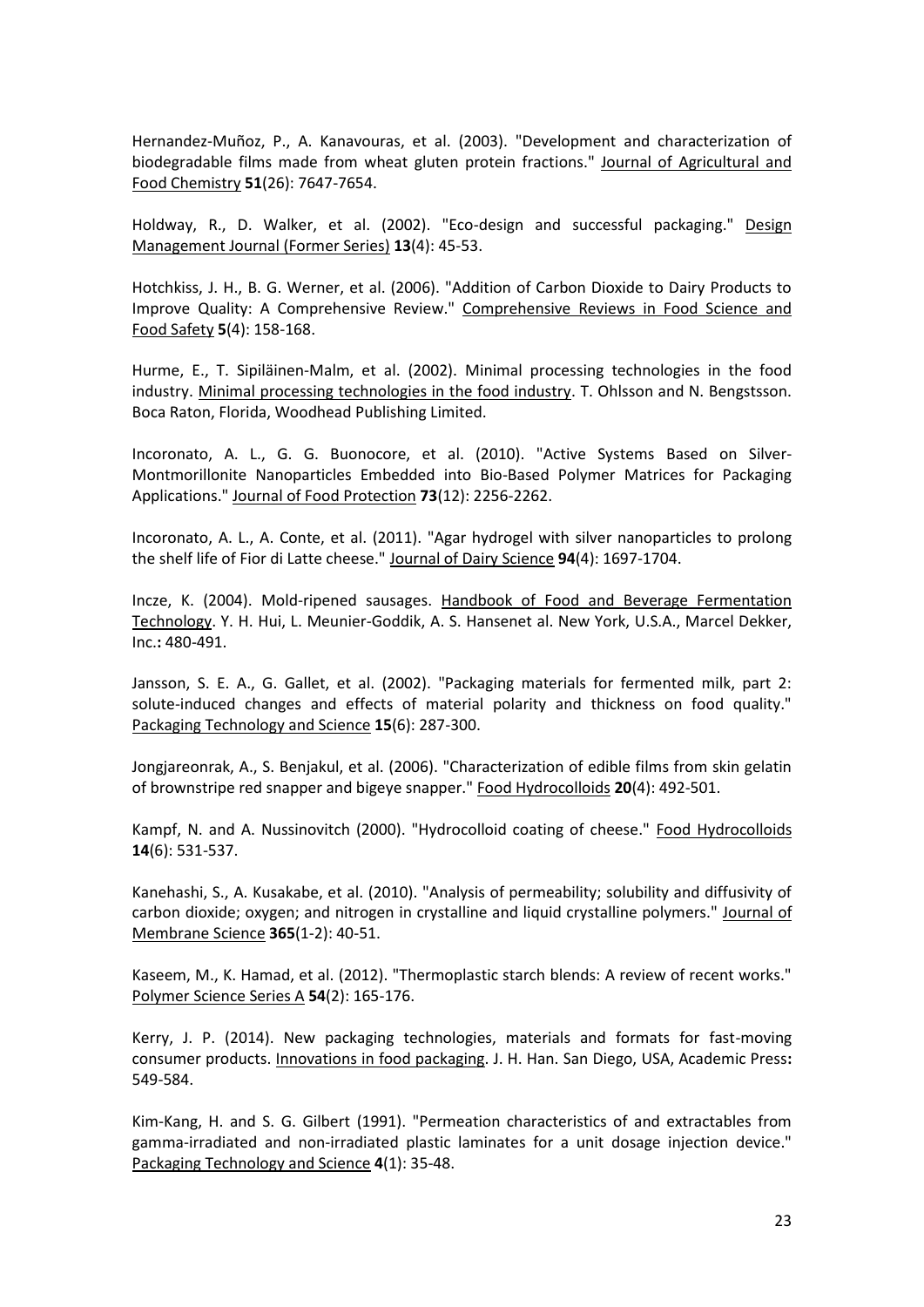Hernandez-Muñoz, P., A. Kanavouras, et al. (2003). "Development and characterization of biodegradable films made from wheat gluten protein fractions." Journal of Agricultural and Food Chemistry **51**(26): 7647-7654.

Holdway, R., D. Walker, et al. (2002). "Eco-design and successful packaging." Design Management Journal (Former Series) **13**(4): 45-53.

Hotchkiss, J. H., B. G. Werner, et al. (2006). "Addition of Carbon Dioxide to Dairy Products to Improve Quality: A Comprehensive Review." Comprehensive Reviews in Food Science and Food Safety **5**(4): 158-168.

Hurme, E., T. Sipiläinen-Malm, et al. (2002). Minimal processing technologies in the food industry. Minimal processing technologies in the food industry. T. Ohlsson and N. Bengstsson. Boca Raton, Florida, Woodhead Publishing Limited.

Incoronato, A. L., G. G. Buonocore, et al. (2010). "Active Systems Based on Silver-Montmorillonite Nanoparticles Embedded into Bio-Based Polymer Matrices for Packaging Applications." Journal of Food Protection **73**(12): 2256-2262.

Incoronato, A. L., A. Conte, et al. (2011). "Agar hydrogel with silver nanoparticles to prolong the shelf life of Fior di Latte cheese." Journal of Dairy Science **94**(4): 1697-1704.

Incze, K. (2004). Mold-ripened sausages. Handbook of Food and Beverage Fermentation Technology. Y. H. Hui, L. Meunier-Goddik, A. S. Hansenet al. New York, U.S.A., Marcel Dekker, Inc.**:** 480-491.

Jansson, S. E. A., G. Gallet, et al. (2002). "Packaging materials for fermented milk, part 2: solute-induced changes and effects of material polarity and thickness on food quality." Packaging Technology and Science **15**(6): 287-300.

Jongjareonrak, A., S. Benjakul, et al. (2006). "Characterization of edible films from skin gelatin of brownstripe red snapper and bigeye snapper." Food Hydrocolloids **20**(4): 492-501.

Kampf, N. and A. Nussinovitch (2000). "Hydrocolloid coating of cheese." Food Hydrocolloids **14**(6): 531-537.

Kanehashi, S., A. Kusakabe, et al. (2010). "Analysis of permeability; solubility and diffusivity of carbon dioxide; oxygen; and nitrogen in crystalline and liquid crystalline polymers." Journal of Membrane Science **365**(1-2): 40-51.

Kaseem, M., K. Hamad, et al. (2012). "Thermoplastic starch blends: A review of recent works." Polymer Science Series A **54**(2): 165-176.

Kerry, J. P. (2014). New packaging technologies, materials and formats for fast-moving consumer products. Innovations in food packaging. J. H. Han. San Diego, USA, Academic Press**:** 549-584.

Kim-Kang, H. and S. G. Gilbert (1991). "Permeation characteristics of and extractables from gamma-irradiated and non-irradiated plastic laminates for a unit dosage injection device." Packaging Technology and Science **4**(1): 35-48.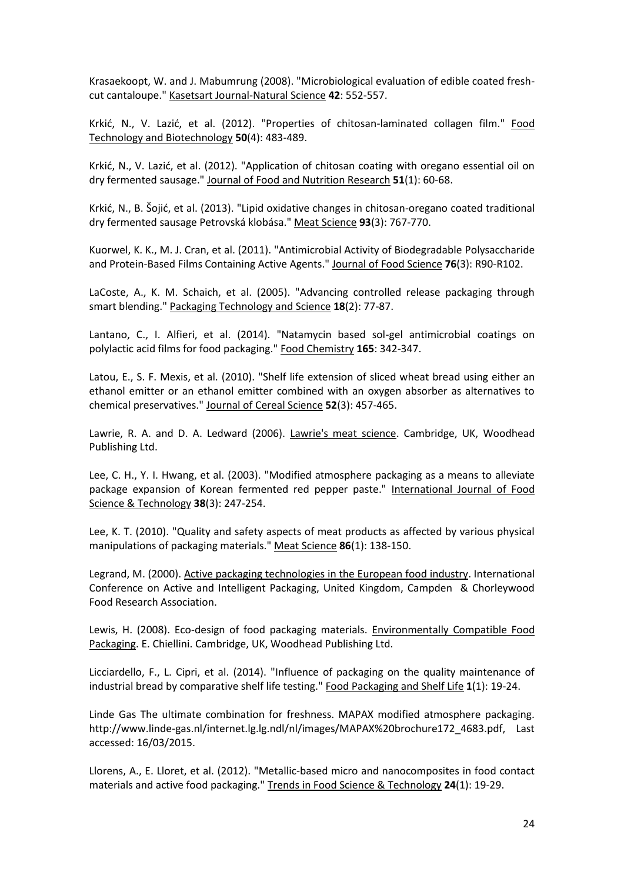Krasaekoopt, W. and J. Mabumrung (2008). "Microbiological evaluation of edible coated fresh-cut cantaloupe." Kasetsart Journal-Natural Science **42**: 552-557.

Krkić, N., V. Lazić, et al. (2012). "Properties of chitosan-laminated collagen film." Food Technology and Biotechnology **50**(4): 483-489.

Krkić, N., V. Lazić, et al. (2012). "Application of chitosan coating with oregano essential oil on dry fermented sausage." Journal of Food and Nutrition Research **51**(1): 60-68.

Krkić, N., B. Šojić, et al. (2013). "Lipid oxidative changes in chitosan-oregano coated traditional dry fermented sausage Petrovská klobása." Meat Science **93**(3): 767-770.

Kuorwel, K. K., M. J. Cran, et al. (2011). "Antimicrobial Activity of Biodegradable Polysaccharide and Protein-Based Films Containing Active Agents." Journal of Food Science **76**(3): R90-R102.

LaCoste, A., K. M. Schaich, et al. (2005). "Advancing controlled release packaging through smart blending." Packaging Technology and Science **18**(2): 77-87.

Lantano, C., I. Alfieri, et al. (2014). "Natamycin based sol-gel antimicrobial coatings on polylactic acid films for food packaging." Food Chemistry **165**: 342-347.

Latou, E., S. F. Mexis, et al. (2010). "Shelf life extension of sliced wheat bread using either an ethanol emitter or an ethanol emitter combined with an oxygen absorber as alternatives to chemical preservatives." Journal of Cereal Science **52**(3): 457-465.

Lawrie, R. A. and D. A. Ledward (2006). Lawrie's meat science. Cambridge, UK, Woodhead Publishing Ltd.

Lee, C. H., Y. I. Hwang, et al. (2003). "Modified atmosphere packaging as a means to alleviate package expansion of Korean fermented red pepper paste." International Journal of Food Science & Technology **38**(3): 247-254.

Lee, K. T. (2010). "Quality and safety aspects of meat products as affected by various physical manipulations of packaging materials." Meat Science **86**(1): 138-150.

Legrand, M. (2000). Active packaging technologies in the European food industry. International Conference on Active and Intelligent Packaging, United Kingdom, Campden & Chorleywood Food Research Association.

Lewis, H. (2008). Eco-design of food packaging materials. Environmentally Compatible Food Packaging. E. Chiellini. Cambridge, UK, Woodhead Publishing Ltd.

Licciardello, F., L. Cipri, et al. (2014). "Influence of packaging on the quality maintenance of industrial bread by comparative shelf life testing." Food Packaging and Shelf Life **1**(1): 19-24.

Linde Gas The ultimate combination for freshness. MAPAX modified atmosphere packaging. http://www.linde-gas.nl/internet.lg.lg.ndl/nl/images/MAPAX%20brochure172_4683.pdf, Last accessed: 16/03/2015.

Llorens, A., E. Lloret, et al. (2012). "Metallic-based micro and nanocomposites in food contact materials and active food packaging." Trends in Food Science & Technology **24**(1): 19-29.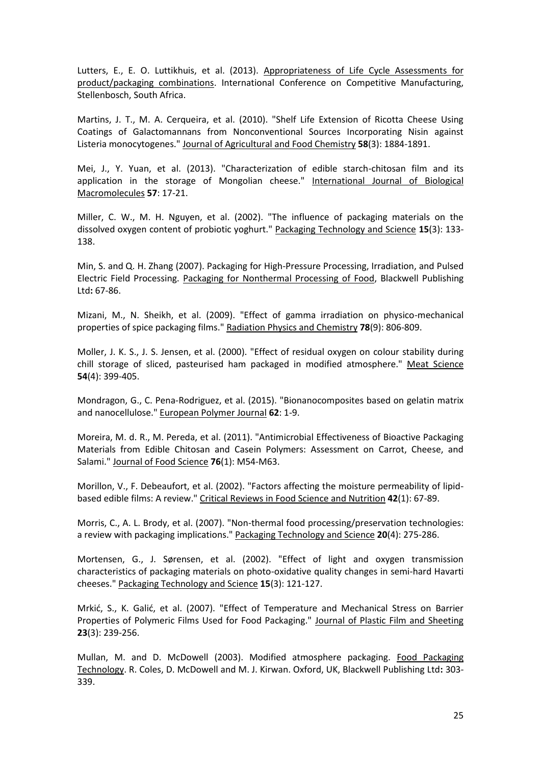Lutters, E., E. O. Luttikhuis, et al. (2013). Appropriateness of Life Cycle Assessments for product/packaging combinations. International Conference on Competitive Manufacturing, Stellenbosch, South Africa.

Martins, J. T., M. A. Cerqueira, et al. (2010). "Shelf Life Extension of Ricotta Cheese Using Coatings of Galactomannans from Nonconventional Sources Incorporating Nisin against Listeria monocytogenes." Journal of Agricultural and Food Chemistry **58**(3): 1884-1891.

Mei, J., Y. Yuan, et al. (2013). "Characterization of edible starch-chitosan film and its application in the storage of Mongolian cheese." International Journal of Biological Macromolecules **57**: 17-21.

Miller, C. W., M. H. Nguyen, et al. (2002). "The influence of packaging materials on the dissolved oxygen content of probiotic yoghurt." Packaging Technology and Science **15**(3): 133-138.

Min, S. and Q. H. Zhang (2007). Packaging for High-Pressure Processing, Irradiation, and Pulsed Electric Field Processing. Packaging for Nonthermal Processing of Food, Blackwell Publishing Ltd**:** 67-86.

Mizani, M., N. Sheikh, et al. (2009). "Effect of gamma irradiation on physico-mechanical properties of spice packaging films." Radiation Physics and Chemistry **78**(9): 806-809.

Moller, J. K. S., J. S. Jensen, et al. (2000). "Effect of residual oxygen on colour stability during chill storage of sliced, pasteurised ham packaged in modified atmosphere." Meat Science **54**(4): 399-405.

Mondragon, G., C. Pena-Rodriguez, et al. (2015). "Bionanocomposites based on gelatin matrix and nanocellulose." European Polymer Journal **62**: 1-9.

Moreira, M. d. R., M. Pereda, et al. (2011). "Antimicrobial Effectiveness of Bioactive Packaging Materials from Edible Chitosan and Casein Polymers: Assessment on Carrot, Cheese, and Salami." Journal of Food Science **76**(1): M54-M63.

Morillon, V., F. Debeaufort, et al. (2002). "Factors affecting the moisture permeability of lipid-based edible films: A review." Critical Reviews in Food Science and Nutrition **42**(1): 67-89.

Morris, C., A. L. Brody, et al. (2007). "Non-thermal food processing/preservation technologies: a review with packaging implications." Packaging Technology and Science **20**(4): 275-286.

Mortensen, G., J. Sørensen, et al. (2002). "Effect of light and oxygen transmission characteristics of packaging materials on photo-oxidative quality changes in semi-hard Havarti cheeses." Packaging Technology and Science **15**(3): 121-127.

Mrkić, S., K. Galić, et al. (2007). "Effect of Temperature and Mechanical Stress on Barrier Properties of Polymeric Films Used for Food Packaging." Journal of Plastic Film and Sheeting **23**(3): 239-256.

Mullan, M. and D. McDowell (2003). Modified atmosphere packaging. Food Packaging Technology. R. Coles, D. McDowell and M. J. Kirwan. Oxford, UK, Blackwell Publishing Ltd**:** 303-339.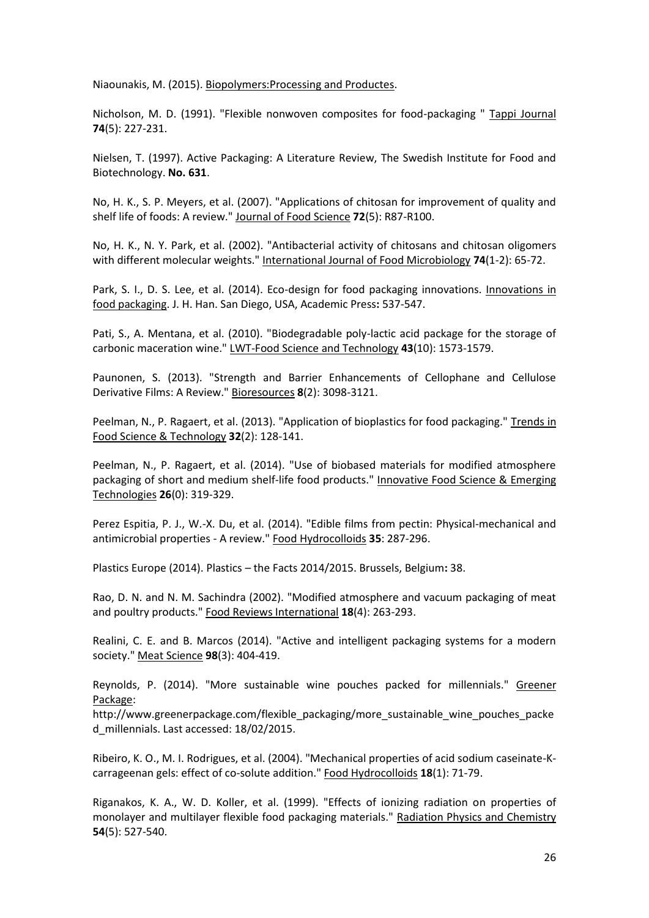Niaounakis, M. (2015). Biopolymers:Processing and Productes.

Nicholson, M. D. (1991). "Flexible nonwoven composites for food-packaging " Tappi Journal **74**(5): 227-231.

Nielsen, T. (1997). Active Packaging: A Literature Review, The Swedish Institute for Food and Biotechnology. **No. 631**.

No, H. K., S. P. Meyers, et al. (2007). "Applications of chitosan for improvement of quality and shelf life of foods: A review." Journal of Food Science **72**(5): R87-R100.

No, H. K., N. Y. Park, et al. (2002). "Antibacterial activity of chitosans and chitosan oligomers with different molecular weights." International Journal of Food Microbiology **74**(1-2): 65-72.

Park, S. I., D. S. Lee, et al. (2014). Eco-design for food packaging innovations. Innovations in food packaging. J. H. Han. San Diego, USA, Academic Press**:** 537-547.

Pati, S., A. Mentana, et al. (2010). "Biodegradable poly-lactic acid package for the storage of carbonic maceration wine." LWT-Food Science and Technology **43**(10): 1573-1579.

Paunonen, S. (2013). "Strength and Barrier Enhancements of Cellophane and Cellulose Derivative Films: A Review." Bioresources **8**(2): 3098-3121.

Peelman, N., P. Ragaert, et al. (2013). "Application of bioplastics for food packaging." Trends in Food Science & Technology **32**(2): 128-141.

Peelman, N., P. Ragaert, et al. (2014). "Use of biobased materials for modified atmosphere packaging of short and medium shelf-life food products." Innovative Food Science & Emerging Technologies **26**(0): 319-329.

Perez Espitia, P. J., W.-X. Du, et al. (2014). "Edible films from pectin: Physical-mechanical and antimicrobial properties - A review." Food Hydrocolloids **35**: 287-296.

Plastics Europe (2014). Plastics – the Facts 2014/2015. Brussels, Belgium**:** 38.

Rao, D. N. and N. M. Sachindra (2002). "Modified atmosphere and vacuum packaging of meat and poultry products." Food Reviews International **18**(4): 263-293.

Realini, C. E. and B. Marcos (2014). "Active and intelligent packaging systems for a modern society." Meat Science **98**(3): 404-419.

Reynolds, P. (2014). "More sustainable wine pouches packed for millennials." Greener Package: http://www.greenerpackage.com/flexible_packaging/more_sustainable_wine_pouches_packed_millennials. Last accessed: 18/02/2015.

Ribeiro, K. O., M. I. Rodrigues, et al. (2004). "Mechanical properties of acid sodium caseinate-K-carrageenan gels: effect of co-solute addition." Food Hydrocolloids **18**(1): 71-79.

Riganakos, K. A., W. D. Koller, et al. (1999). "Effects of ionizing radiation on properties of monolayer and multilayer flexible food packaging materials." Radiation Physics and Chemistry **54**(5): 527-540.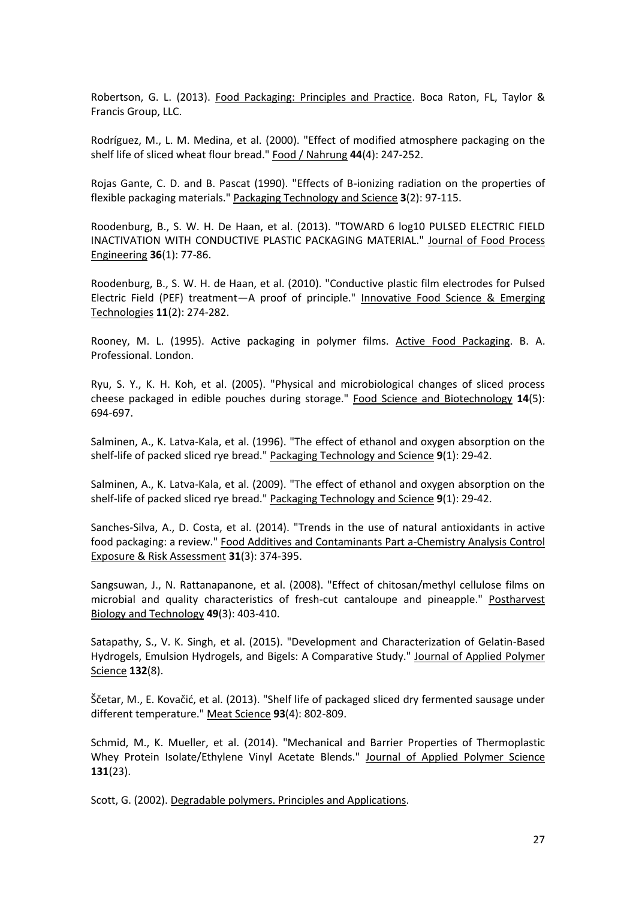Robertson, G. L. (2013). Food Packaging: Principles and Practice. Boca Raton, FL, Taylor & Francis Group, LLC.

Rodríguez, M., L. M. Medina, et al. (2000). "Effect of modified atmosphere packaging on the shelf life of sliced wheat flour bread." Food / Nahrung **44**(4): 247-252.

Rojas Gante, C. D. and B. Pascat (1990). "Effects of B-ionizing radiation on the properties of flexible packaging materials." Packaging Technology and Science **3**(2): 97-115.

Roodenburg, B., S. W. H. De Haan, et al. (2013). "TOWARD 6 log10 PULSED ELECTRIC FIELD INACTIVATION WITH CONDUCTIVE PLASTIC PACKAGING MATERIAL." Journal of Food Process Engineering **36**(1): 77-86.

Roodenburg, B., S. W. H. de Haan, et al. (2010). "Conductive plastic film electrodes for Pulsed Electric Field (PEF) treatment—A proof of principle." Innovative Food Science & Emerging Technologies **11**(2): 274-282.

Rooney, M. L. (1995). Active packaging in polymer films. Active Food Packaging. B. A. Professional. London.

Ryu, S. Y., K. H. Koh, et al. (2005). "Physical and microbiological changes of sliced process cheese packaged in edible pouches during storage." Food Science and Biotechnology **14**(5): 694-697.

Salminen, A., K. Latva-Kala, et al. (1996). "The effect of ethanol and oxygen absorption on the shelf-life of packed sliced rye bread." Packaging Technology and Science **9**(1): 29-42.

Salminen, A., K. Latva-Kala, et al. (2009). "The effect of ethanol and oxygen absorption on the shelf-life of packed sliced rye bread." Packaging Technology and Science **9**(1): 29-42.

Sanches-Silva, A., D. Costa, et al. (2014). "Trends in the use of natural antioxidants in active food packaging: a review." Food Additives and Contaminants Part a-Chemistry Analysis Control Exposure & Risk Assessment **31**(3): 374-395.

Sangsuwan, J., N. Rattanapanone, et al. (2008). "Effect of chitosan/methyl cellulose films on microbial and quality characteristics of fresh-cut cantaloupe and pineapple." Postharvest Biology and Technology **49**(3): 403-410.

Satapathy, S., V. K. Singh, et al. (2015). "Development and Characterization of Gelatin-Based Hydrogels, Emulsion Hydrogels, and Bigels: A Comparative Study." Journal of Applied Polymer Science **132**(8).

Ščetar, M., E. Kovačić, et al. (2013). "Shelf life of packaged sliced dry fermented sausage under different temperature." Meat Science **93**(4): 802-809.

Schmid, M., K. Mueller, et al. (2014). "Mechanical and Barrier Properties of Thermoplastic Whey Protein Isolate/Ethylene Vinyl Acetate Blends." Journal of Applied Polymer Science **131**(23).

Scott, G. (2002). Degradable polymers. Principles and Applications.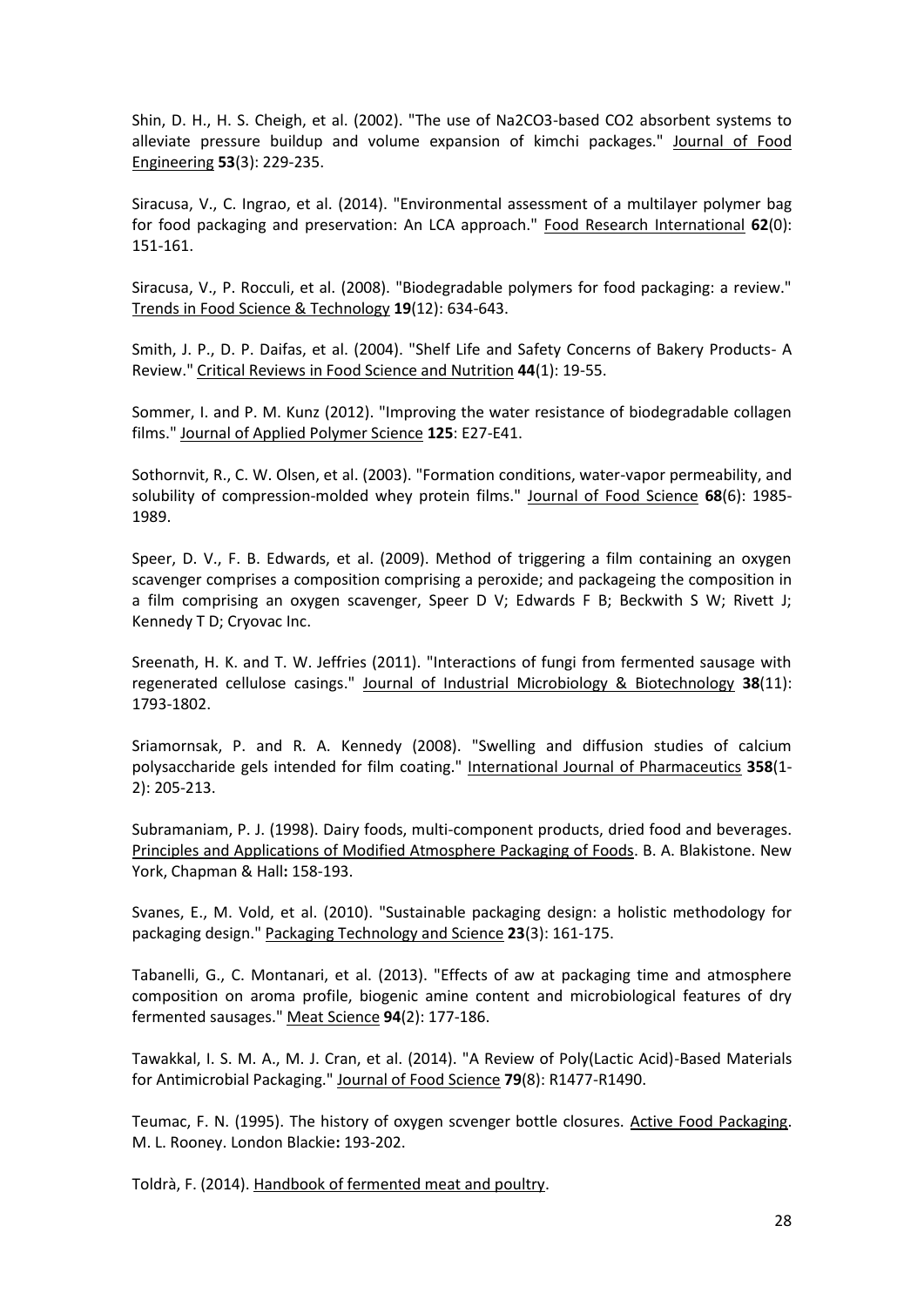Shin, D. H., H. S. Cheigh, et al. (2002). "The use of $Na_2CO_3$-based $CO_2$ absorbent systems to alleviate pressure buildup and volume expansion of kimchi packages." Journal of Food Engineering **53**(3): 229-235.

Siracusa, V., C. Ingrao, et al. (2014). "Environmental assessment of a multilayer polymer bag for food packaging and preservation: An LCA approach." Food Research International **62**(0): 151-161.

Siracusa, V., P. Rocculi, et al. (2008). "Biodegradable polymers for food packaging: a review." Trends in Food Science & Technology **19**(12): 634-643.

Smith, J. P., D. P. Daifas, et al. (2004). "Shelf Life and Safety Concerns of Bakery Products- A Review." Critical Reviews in Food Science and Nutrition **44**(1): 19-55.

Sommer, I. and P. M. Kunz (2012). "Improving the water resistance of biodegradable collagen films." Journal of Applied Polymer Science **125**: E27-E41.

Sothornvit, R., C. W. Olsen, et al. (2003). "Formation conditions, water-vapor permeability, and solubility of compression-molded whey protein films." Journal of Food Science **68**(6): 1985-1989.

Speer, D. V., F. B. Edwards, et al. (2009). Method of triggering a film containing an oxygen scavenger comprises a composition comprising a peroxide; and packageing the composition in a film comprising an oxygen scavenger, Speer D V; Edwards F B; Beckwith S W; Rivett J; Kennedy T D; Cryovac Inc.

Sreenath, H. K. and T. W. Jeffries (2011). "Interactions of fungi from fermented sausage with regenerated cellulose casings." Journal of Industrial Microbiology & Biotechnology **38**(11): 1793-1802.

Sriamornsak, P. and R. A. Kennedy (2008). "Swelling and diffusion studies of calcium polysaccharide gels intended for film coating." International Journal of Pharmaceutics **358**(1-2): 205-213.

Subramaniam, P. J. (1998). Dairy foods, multi-component products, dried food and beverages. Principles and Applications of Modified Atmosphere Packaging of Foods. B. A. Blakistone. New York, Chapman & Hall**:** 158-193.

Svanes, E., M. Vold, et al. (2010). "Sustainable packaging design: a holistic methodology for packaging design." Packaging Technology and Science **23**(3): 161-175.

Tabanelli, G., C. Montanari, et al. (2013). "Effects of aw at packaging time and atmosphere composition on aroma profile, biogenic amine content and microbiological features of dry fermented sausages." Meat Science **94**(2): 177-186.

Tawakkal, I. S. M. A., M. J. Cran, et al. (2014). "A Review of Poly(Lactic Acid)-Based Materials for Antimicrobial Packaging." Journal of Food Science **79**(8): R1477-R1490.

Teumac, F. N. (1995). The history of oxygen scvenger bottle closures. Active Food Packaging. M. L. Rooney. London Blackie**:** 193-202.

Toldrà, F. (2014). Handbook of fermented meat and poultry.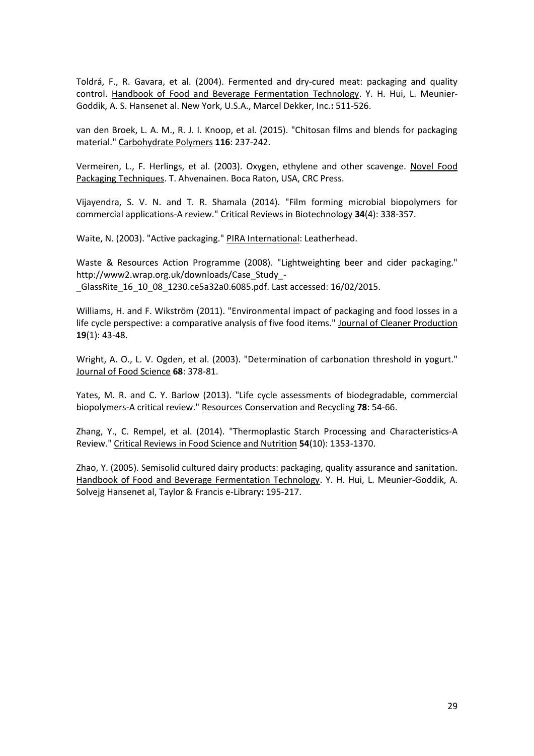Toldrá, F., R. Gavara, et al. (2004). Fermented and dry-cured meat: packaging and quality control. Handbook of Food and Beverage Fermentation Technology. Y. H. Hui, L. Meunier-Goddik, A. S. Hansenet al. New York, U.S.A., Marcel Dekker, Inc.**:** 511-526.

van den Broek, L. A. M., R. J. I. Knoop, et al. (2015). "Chitosan films and blends for packaging material." Carbohydrate Polymers **116**: 237-242.

Vermeiren, L., F. Herlings, et al. (2003). Oxygen, ethylene and other scavenge. Novel Food Packaging Techniques. T. Ahvenainen. Boca Raton, USA, CRC Press.

Vijayendra, S. V. N. and T. R. Shamala (2014). "Film forming microbial biopolymers for commercial applications-A review." Critical Reviews in Biotechnology **34**(4): 338-357.

Waite, N. (2003). "Active packaging." PIRA International: Leatherhead.

Waste & Resources Action Programme (2008). "Lightweighting beer and cider packaging." http://www2.wrap.org.uk/downloads/Case_Study_-_GlassRite_16_10_08_1230.ce5a32a0.6085.pdf. Last accessed: 16/02/2015.

Williams, H. and F. Wikström (2011). "Environmental impact of packaging and food losses in a life cycle perspective: a comparative analysis of five food items." Journal of Cleaner Production **19**(1): 43-48.

Wright, A. O., L. V. Ogden, et al. (2003). "Determination of carbonation threshold in yogurt." Journal of Food Science **68**: 378-81.

Yates, M. R. and C. Y. Barlow (2013). "Life cycle assessments of biodegradable, commercial biopolymers-A critical review." Resources Conservation and Recycling **78**: 54-66.

Zhang, Y., C. Rempel, et al. (2014). "Thermoplastic Starch Processing and Characteristics-A Review." Critical Reviews in Food Science and Nutrition **54**(10): 1353-1370.

Zhao, Y. (2005). Semisolid cultured dairy products: packaging, quality assurance and sanitation. Handbook of Food and Beverage Fermentation Technology. Y. H. Hui, L. Meunier-Goddik, A. Solvejg Hansenet al, Taylor & Francis e-Library**:** 195-217.